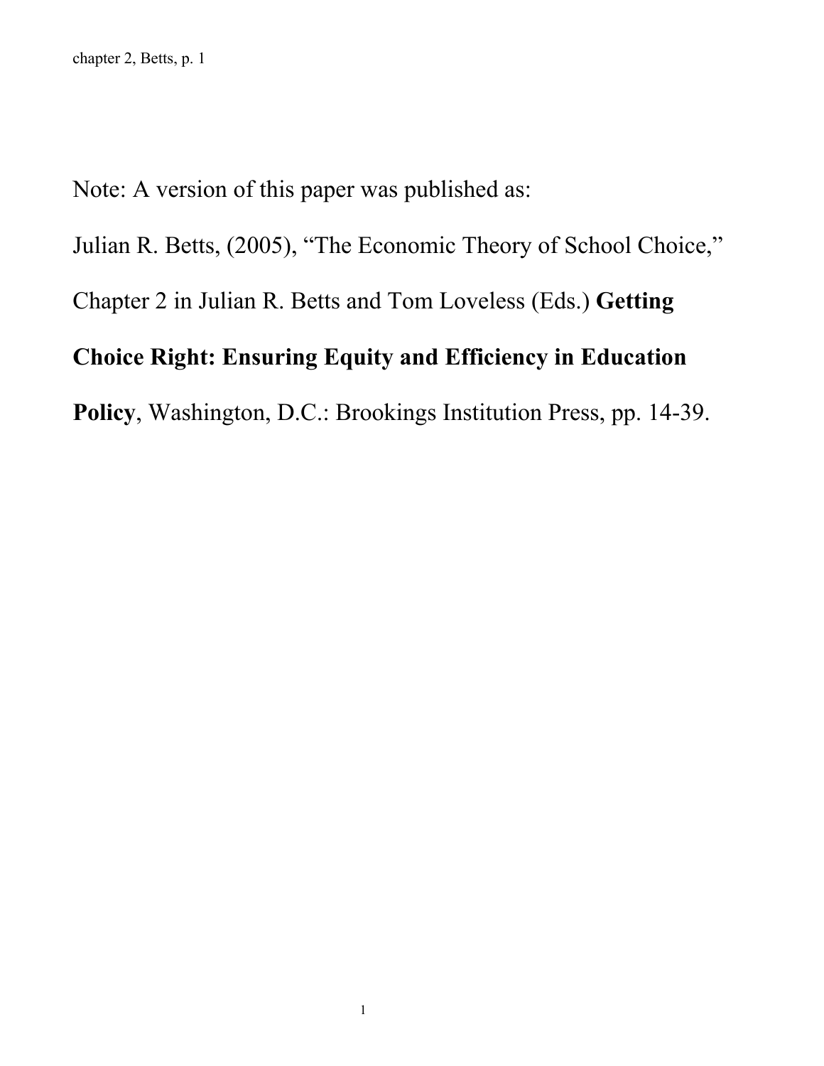Note: A version of this paper was published as:

Julian R. Betts, (2005), “The Economic Theory of School Choice,” Chapter 2 in Julian R. Betts and Tom Loveless (Eds.) **Getting Choice Right: Ensuring Equity and Efficiency in Education Policy**, Washington, D.C.: Brookings Institution Press, pp. 14-39.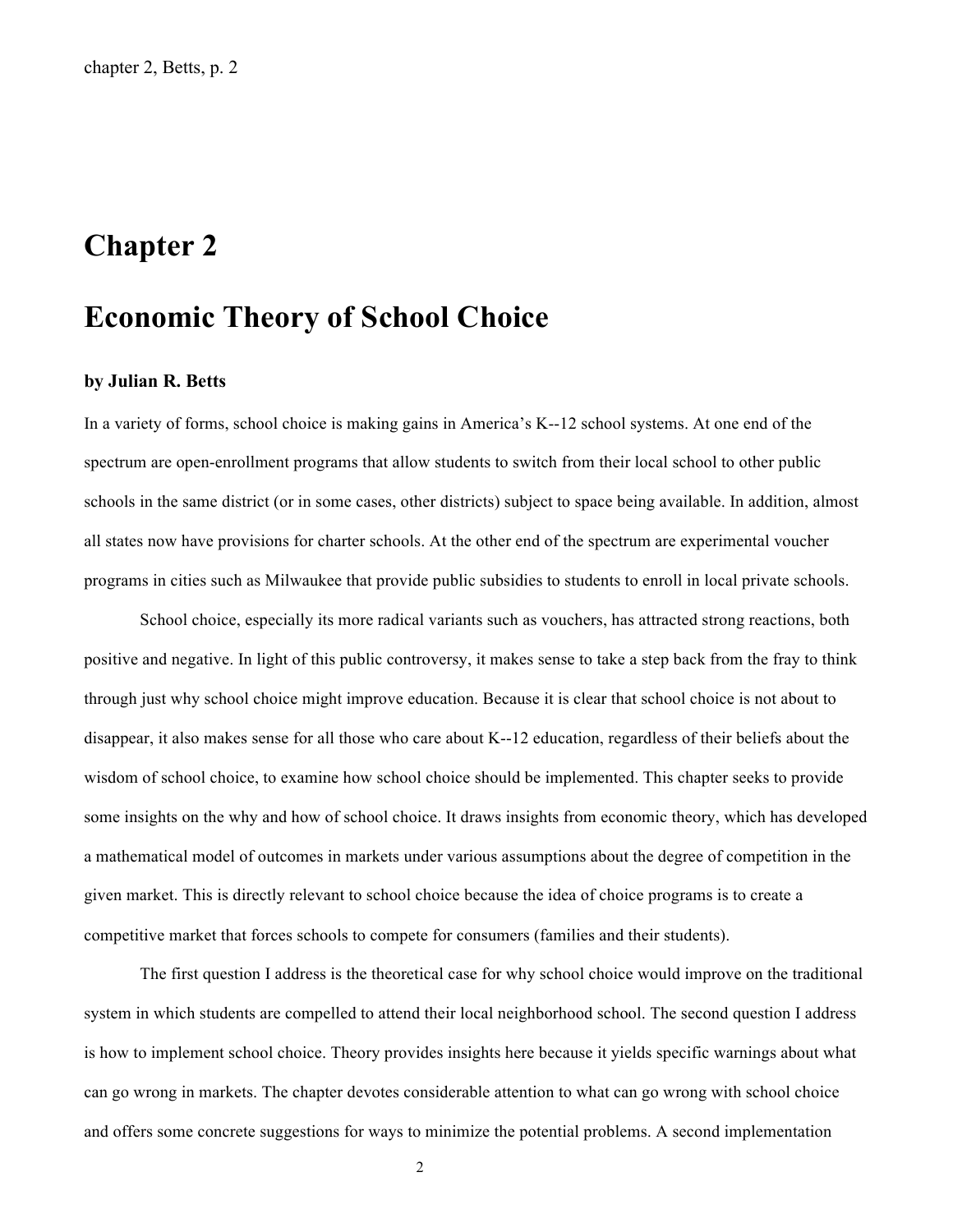# Chapter 2

# Economic Theory of School Choice

**by Julian R. Betts**

In a variety of forms, school choice is making gains in America's K--12 school systems. At one end of the spectrum are open-enrollment programs that allow students to switch from their local school to other public schools in the same district (or in some cases, other districts) subject to space being available. In addition, almost all states now have provisions for charter schools. At the other end of the spectrum are experimental voucher programs in cities such as Milwaukee that provide public subsidies to students to enroll in local private schools.

School choice, especially its more radical variants such as vouchers, has attracted strong reactions, both positive and negative. In light of this public controversy, it makes sense to take a step back from the fray to think through just why school choice might improve education. Because it is clear that school choice is not about to disappear, it also makes sense for all those who care about K--12 education, regardless of their beliefs about the wisdom of school choice, to examine how school choice should be implemented. This chapter seeks to provide some insights on the why and how of school choice. It draws insights from economic theory, which has developed a mathematical model of outcomes in markets under various assumptions about the degree of competition in the given market. This is directly relevant to school choice because the idea of choice programs is to create a competitive market that forces schools to compete for consumers (families and their students).

The first question I address is the theoretical case for why school choice would improve on the traditional system in which students are compelled to attend their local neighborhood school. The second question I address is how to implement school choice. Theory provides insights here because it yields specific warnings about what can go wrong in markets. The chapter devotes considerable attention to what can go wrong with school choice and offers some concrete suggestions for ways to minimize the potential problems. A second implementation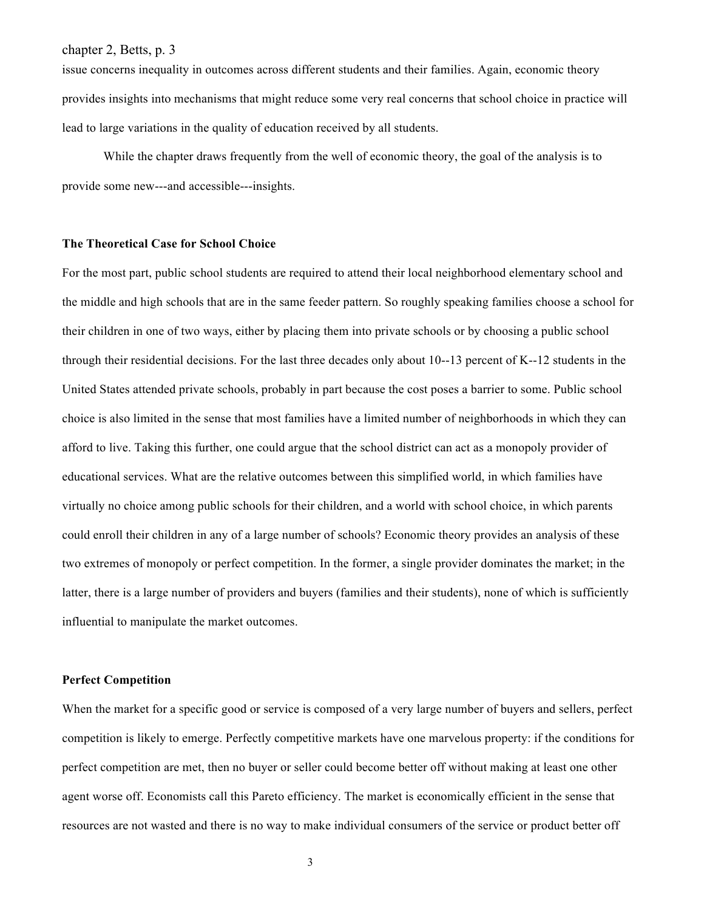issue concerns inequality in outcomes across different students and their families. Again, economic theory provides insights into mechanisms that might reduce some very real concerns that school choice in practice will lead to large variations in the quality of education received by all students.

While the chapter draws frequently from the well of economic theory, the goal of the analysis is to provide some new---and accessible---insights.

### The Theoretical Case for School Choice

For the most part, public school students are required to attend their local neighborhood elementary school and the middle and high schools that are in the same feeder pattern. So roughly speaking families choose a school for their children in one of two ways, either by placing them into private schools or by choosing a public school through their residential decisions. For the last three decades only about 10--13 percent of K--12 students in the United States attended private schools, probably in part because the cost poses a barrier to some. Public school choice is also limited in the sense that most families have a limited number of neighborhoods in which they can afford to live. Taking this further, one could argue that the school district can act as a monopoly provider of educational services. What are the relative outcomes between this simplified world, in which families have virtually no choice among public schools for their children, and a world with school choice, in which parents could enroll their children in any of a large number of schools? Economic theory provides an analysis of these two extremes of monopoly or perfect competition. In the former, a single provider dominates the market; in the latter, there is a large number of providers and buyers (families and their students), none of which is sufficiently influential to manipulate the market outcomes.

### Perfect Competition

When the market for a specific good or service is composed of a very large number of buyers and sellers, perfect competition is likely to emerge. Perfectly competitive markets have one marvelous property: if the conditions for perfect competition are met, then no buyer or seller could become better off without making at least one other agent worse off. Economists call this Pareto efficiency. The market is economically efficient in the sense that resources are not wasted and there is no way to make individual consumers of the service or product better off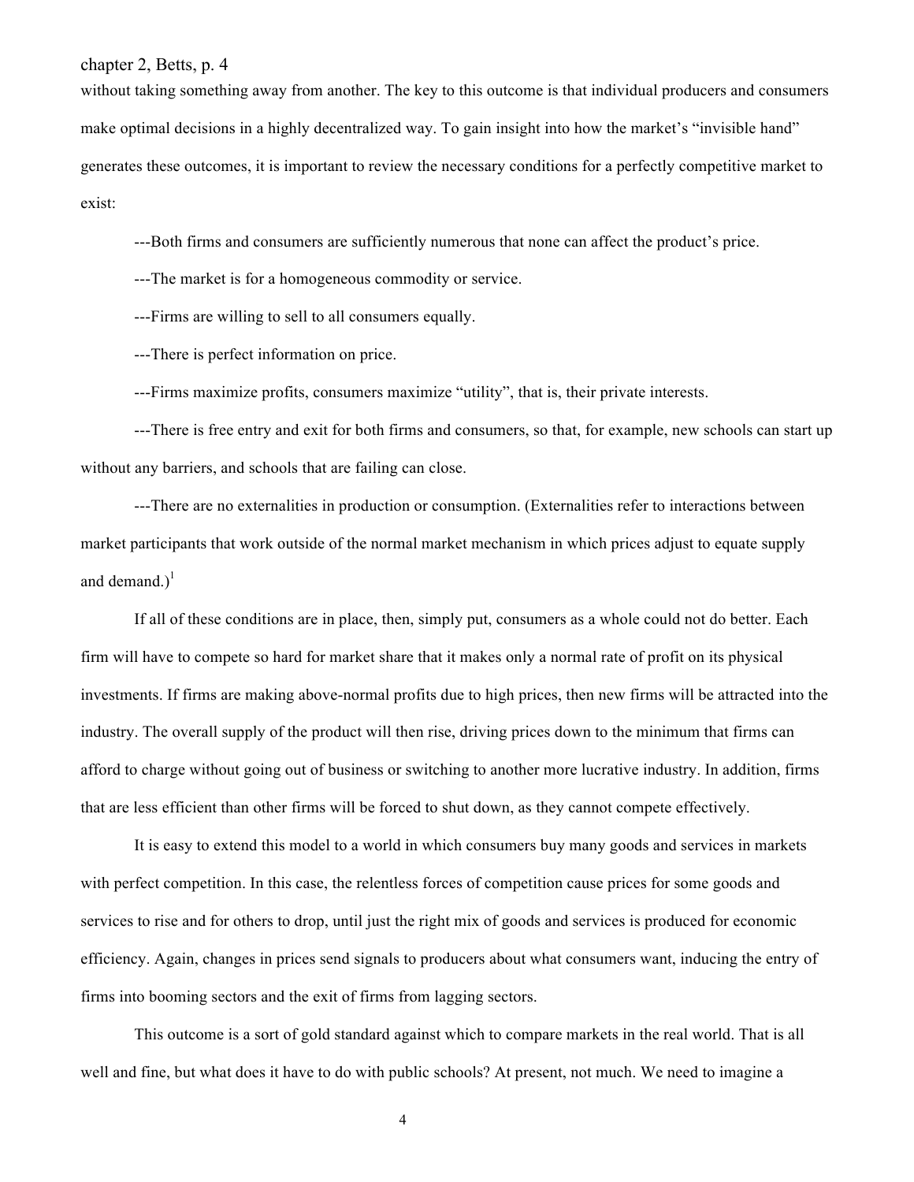without taking something away from another. The key to this outcome is that individual producers and consumers make optimal decisions in a highly decentralized way. To gain insight into how the market's "invisible hand" generates these outcomes, it is important to review the necessary conditions for a perfectly competitive market to exist:

---Both firms and consumers are sufficiently numerous that none can affect the product's price.

---The market is for a homogeneous commodity or service.

---Firms are willing to sell to all consumers equally.

---There is perfect information on price.

---Firms maximize profits, consumers maximize "utility", that is, their private interests.

---There is free entry and exit for both firms and consumers, so that, for example, new schools can start up without any barriers, and schools that are failing can close.

---There are no externalities in production or consumption. (Externalities refer to interactions between market participants that work outside of the normal market mechanism in which prices adjust to equate supply and demand.)[1]

If all of these conditions are in place, then, simply put, consumers as a whole could not do better. Each firm will have to compete so hard for market share that it makes only a normal rate of profit on its physical investments. If firms are making above-normal profits due to high prices, then new firms will be attracted into the industry. The overall supply of the product will then rise, driving prices down to the minimum that firms can afford to charge without going out of business or switching to another more lucrative industry. In addition, firms that are less efficient than other firms will be forced to shut down, as they cannot compete effectively.

It is easy to extend this model to a world in which consumers buy many goods and services in markets with perfect competition. In this case, the relentless forces of competition cause prices for some goods and services to rise and for others to drop, until just the right mix of goods and services is produced for economic efficiency. Again, changes in prices send signals to producers about what consumers want, inducing the entry of firms into booming sectors and the exit of firms from lagging sectors.

This outcome is a sort of gold standard against which to compare markets in the real world. That is all well and fine, but what does it have to do with public schools? At present, not much. We need to imagine a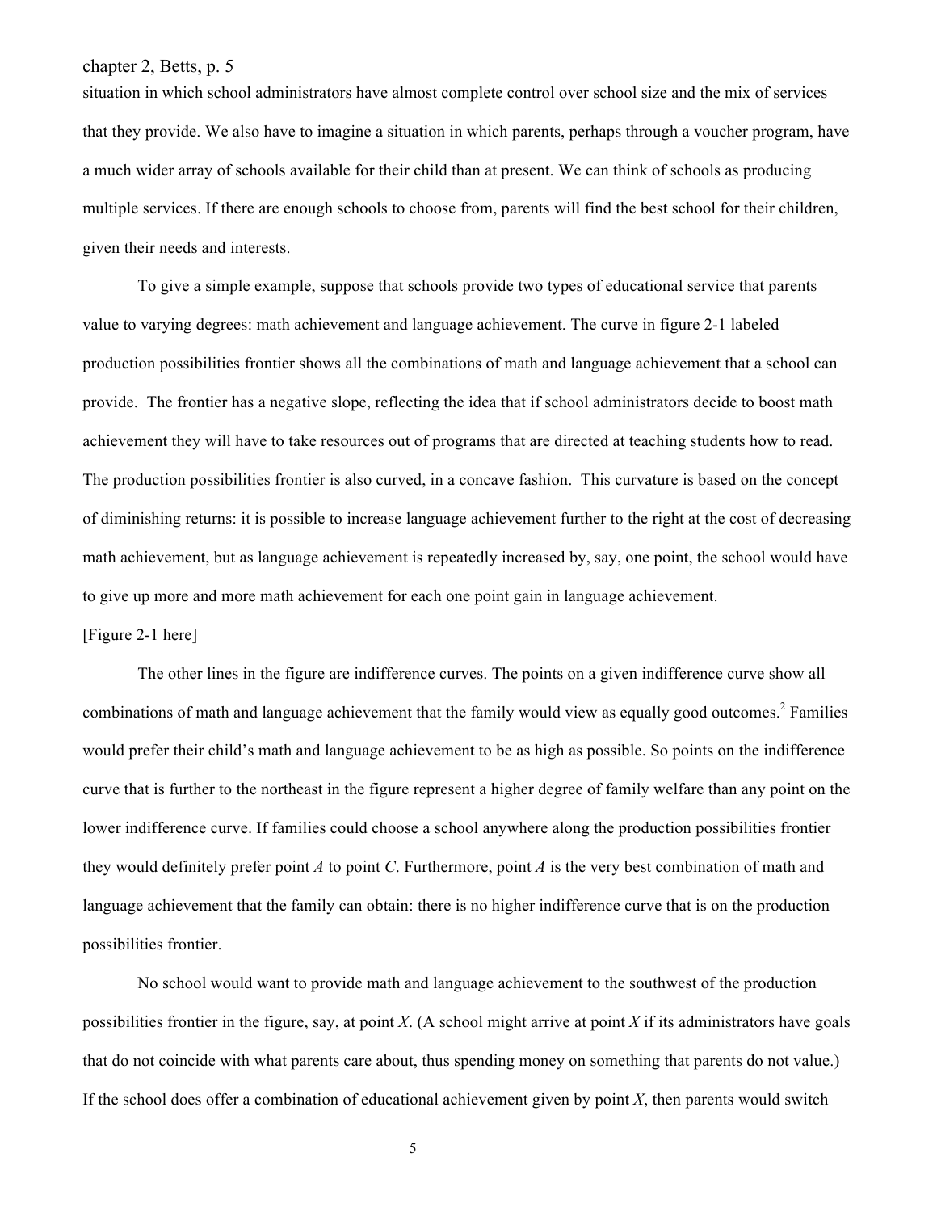situation in which school administrators have almost complete control over school size and the mix of services that they provide. We also have to imagine a situation in which parents, perhaps through a voucher program, have a much wider array of schools available for their child than at present. We can think of schools as producing multiple services. If there are enough schools to choose from, parents will find the best school for their children, given their needs and interests.

To give a simple example, suppose that schools provide two types of educational service that parents value to varying degrees: math achievement and language achievement. The curve in figure 2-1 labeled production possibilities frontier shows all the combinations of math and language achievement that a school can provide. The frontier has a negative slope, reflecting the idea that if school administrators decide to boost math achievement they will have to take resources out of programs that are directed at teaching students how to read. The production possibilities frontier is also curved, in a concave fashion. This curvature is based on the concept of diminishing returns: it is possible to increase language achievement further to the right at the cost of decreasing math achievement, but as language achievement is repeatedly increased by, say, one point, the school would have to give up more and more math achievement for each one point gain in language achievement.

[Figure 2-1 here]

The other lines in the figure are indifference curves. The points on a given indifference curve show all combinations of math and language achievement that the family would view as equally good outcomes.[2] Families would prefer their child's math and language achievement to be as high as possible. So points on the indifference curve that is further to the northeast in the figure represent a higher degree of family welfare than any point on the lower indifference curve. If families could choose a school anywhere along the production possibilities frontier they would definitely prefer point *A* to point *C*. Furthermore, point *A* is the very best combination of math and language achievement that the family can obtain: there is no higher indifference curve that is on the production possibilities frontier.

No school would want to provide math and language achievement to the southwest of the production possibilities frontier in the figure, say, at point *X*. (A school might arrive at point *X* if its administrators have goals that do not coincide with what parents care about, thus spending money on something that parents do not value.) If the school does offer a combination of educational achievement given by point *X*, then parents would switch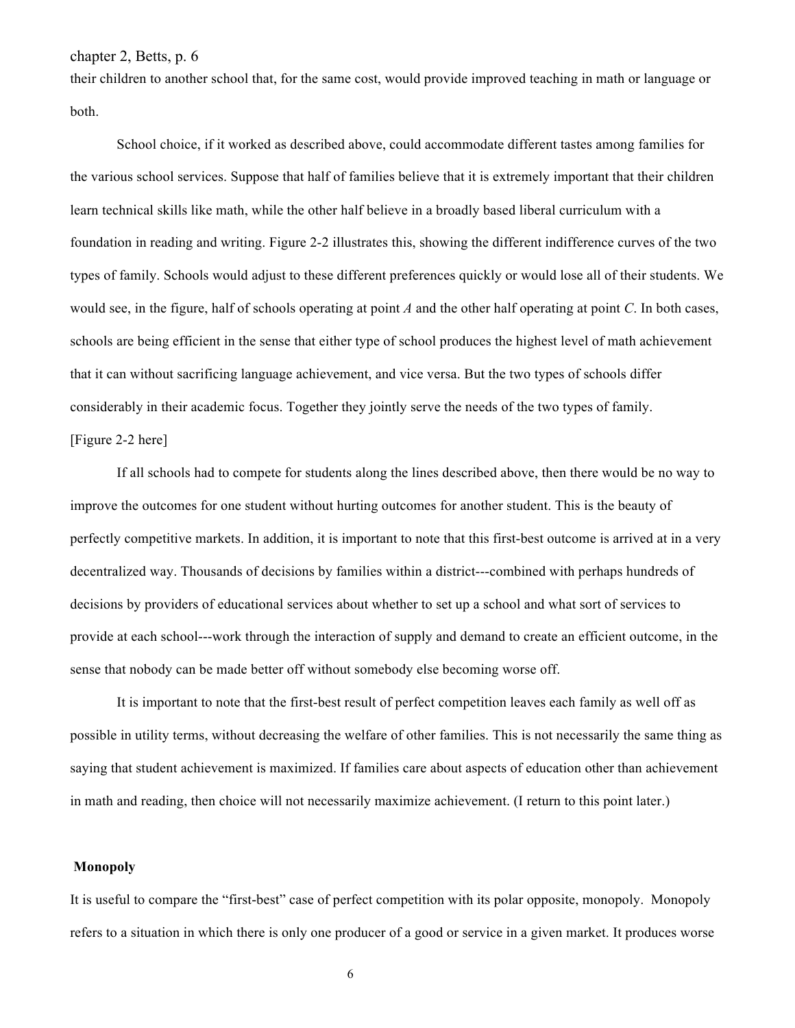their children to another school that, for the same cost, would provide improved teaching in math or language or both.

School choice, if it worked as described above, could accommodate different tastes among families for the various school services. Suppose that half of families believe that it is extremely important that their children learn technical skills like math, while the other half believe in a broadly based liberal curriculum with a foundation in reading and writing. Figure 2-2 illustrates this, showing the different indifference curves of the two types of family. Schools would adjust to these different preferences quickly or would lose all of their students. We would see, in the figure, half of schools operating at point *A* and the other half operating at point *C*. In both cases, schools are being efficient in the sense that either type of school produces the highest level of math achievement that it can without sacrificing language achievement, and vice versa. But the two types of schools differ considerably in their academic focus. Together they jointly serve the needs of the two types of family.

[Figure 2-2 here]

If all schools had to compete for students along the lines described above, then there would be no way to improve the outcomes for one student without hurting outcomes for another student. This is the beauty of perfectly competitive markets. In addition, it is important to note that this first-best outcome is arrived at in a very decentralized way. Thousands of decisions by families within a district---combined with perhaps hundreds of decisions by providers of educational services about whether to set up a school and what sort of services to provide at each school---work through the interaction of supply and demand to create an efficient outcome, in the sense that nobody can be made better off without somebody else becoming worse off.

It is important to note that the first-best result of perfect competition leaves each family as well off as possible in utility terms, without decreasing the welfare of other families. This is not necessarily the same thing as saying that student achievement is maximized. If families care about aspects of education other than achievement in math and reading, then choice will not necessarily maximize achievement. (I return to this point later.)

**Monopoly**

It is useful to compare the "first-best" case of perfect competition with its polar opposite, monopoly. Monopoly refers to a situation in which there is only one producer of a good or service in a given market. It produces worse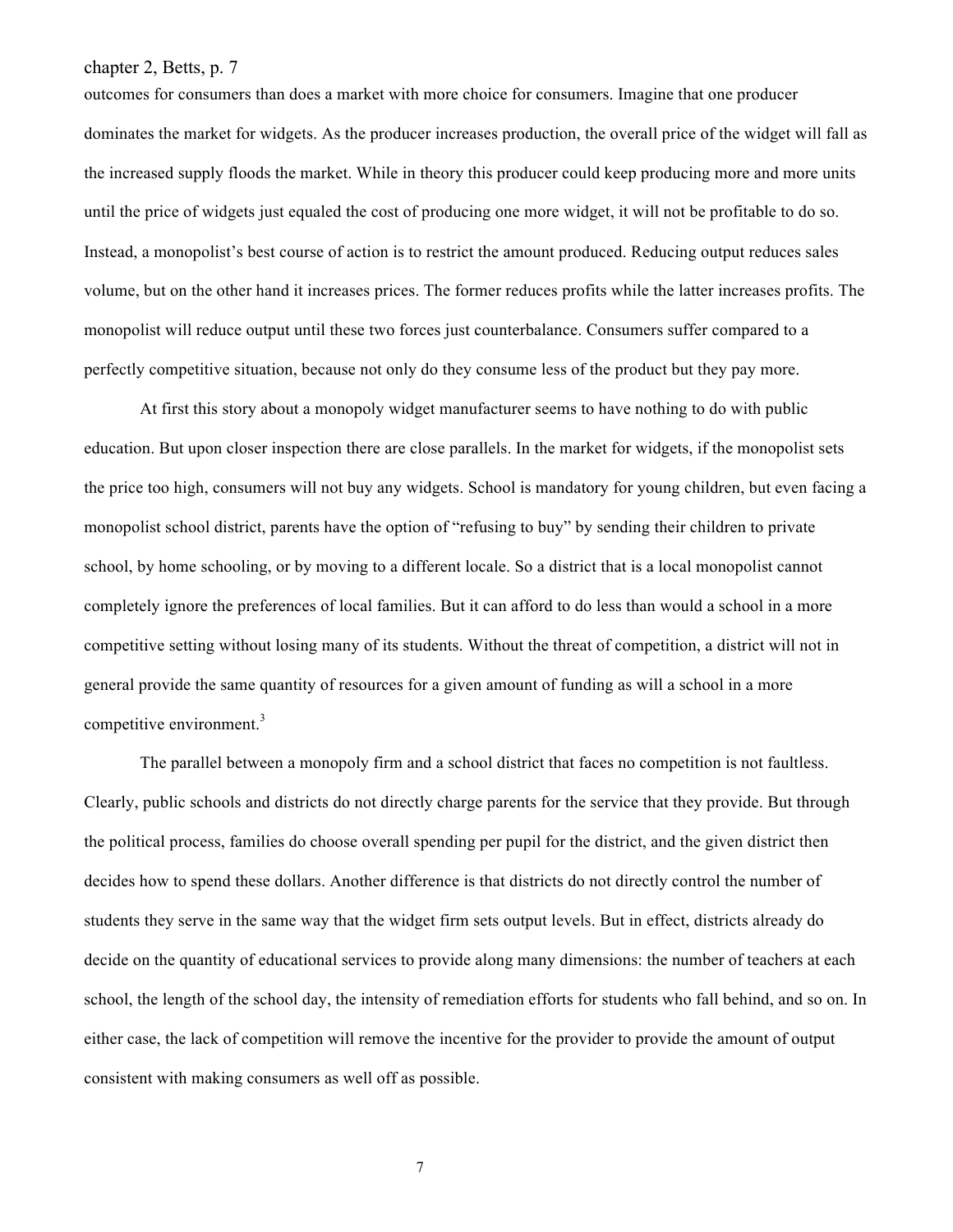outcomes for consumers than does a market with more choice for consumers. Imagine that one producer dominates the market for widgets. As the producer increases production, the overall price of the widget will fall as the increased supply floods the market. While in theory this producer could keep producing more and more units until the price of widgets just equaled the cost of producing one more widget, it will not be profitable to do so. Instead, a monopolist's best course of action is to restrict the amount produced. Reducing output reduces sales volume, but on the other hand it increases prices. The former reduces profits while the latter increases profits. The monopolist will reduce output until these two forces just counterbalance. Consumers suffer compared to a perfectly competitive situation, because not only do they consume less of the product but they pay more.

At first this story about a monopoly widget manufacturer seems to have nothing to do with public education. But upon closer inspection there are close parallels. In the market for widgets, if the monopolist sets the price too high, consumers will not buy any widgets. School is mandatory for young children, but even facing a monopolist school district, parents have the option of "refusing to buy" by sending their children to private school, by home schooling, or by moving to a different locale. So a district that is a local monopolist cannot completely ignore the preferences of local families. But it can afford to do less than would a school in a more competitive setting without losing many of its students. Without the threat of competition, a district will not in general provide the same quantity of resources for a given amount of funding as will a school in a more competitive environment.[3]

The parallel between a monopoly firm and a school district that faces no competition is not faultless. Clearly, public schools and districts do not directly charge parents for the service that they provide. But through the political process, families do choose overall spending per pupil for the district, and the given district then decides how to spend these dollars. Another difference is that districts do not directly control the number of students they serve in the same way that the widget firm sets output levels. But in effect, districts already do decide on the quantity of educational services to provide along many dimensions: the number of teachers at each school, the length of the school day, the intensity of remediation efforts for students who fall behind, and so on. In either case, the lack of competition will remove the incentive for the provider to provide the amount of output consistent with making consumers as well off as possible.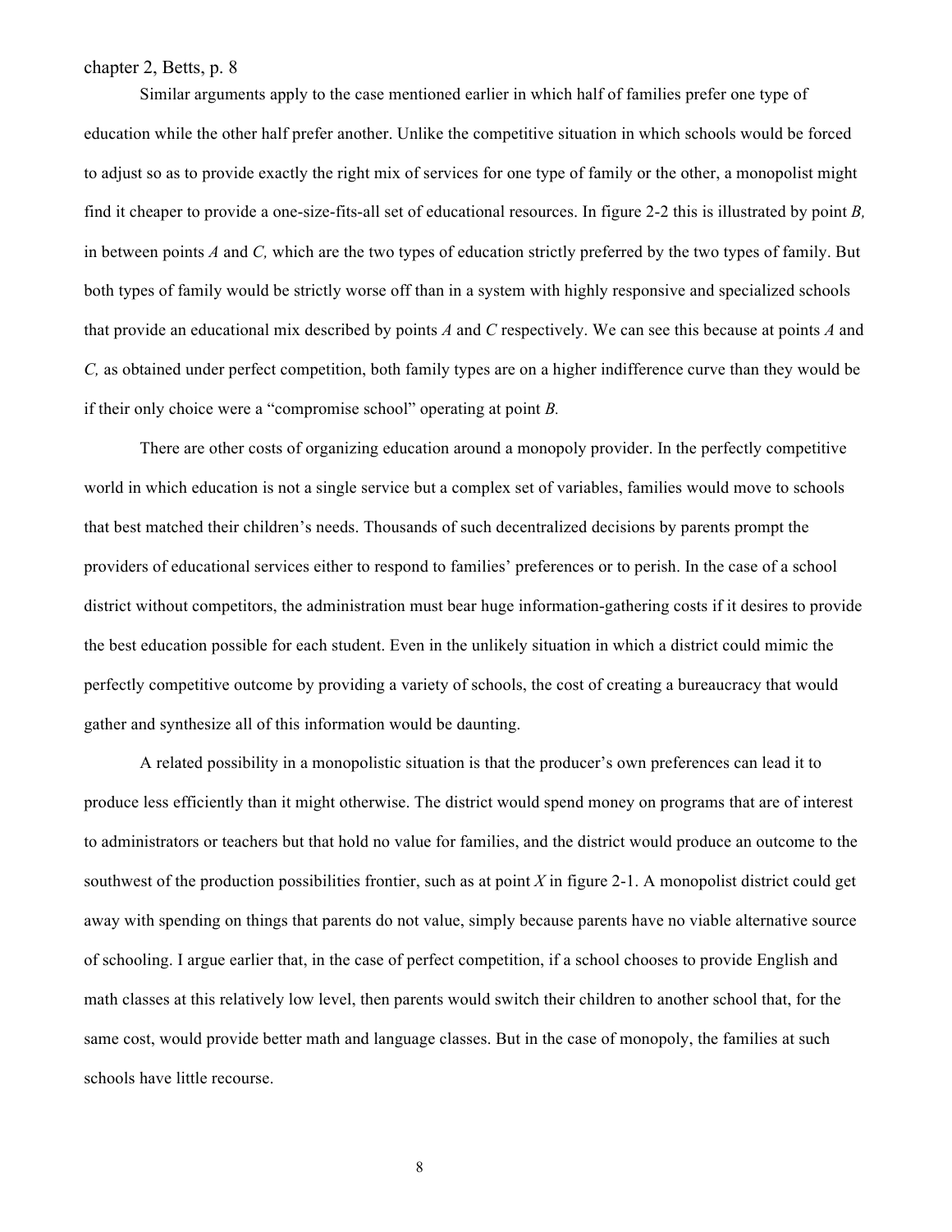Similar arguments apply to the case mentioned earlier in which half of families prefer one type of education while the other half prefer another. Unlike the competitive situation in which schools would be forced to adjust so as to provide exactly the right mix of services for one type of family or the other, a monopolist might find it cheaper to provide a one-size-fits-all set of educational resources. In figure 2-2 this is illustrated by point *B,* in between points *A* and *C,* which are the two types of education strictly preferred by the two types of family. But both types of family would be strictly worse off than in a system with highly responsive and specialized schools that provide an educational mix described by points *A* and *C* respectively. We can see this because at points *A* and *C,* as obtained under perfect competition, both family types are on a higher indifference curve than they would be if their only choice were a "compromise school" operating at point *B.*

There are other costs of organizing education around a monopoly provider. In the perfectly competitive world in which education is not a single service but a complex set of variables, families would move to schools that best matched their children's needs. Thousands of such decentralized decisions by parents prompt the providers of educational services either to respond to families' preferences or to perish. In the case of a school district without competitors, the administration must bear huge information-gathering costs if it desires to provide the best education possible for each student. Even in the unlikely situation in which a district could mimic the perfectly competitive outcome by providing a variety of schools, the cost of creating a bureaucracy that would gather and synthesize all of this information would be daunting.

A related possibility in a monopolistic situation is that the producer's own preferences can lead it to produce less efficiently than it might otherwise. The district would spend money on programs that are of interest to administrators or teachers but that hold no value for families, and the district would produce an outcome to the southwest of the production possibilities frontier, such as at point *X* in figure 2-1. A monopolist district could get away with spending on things that parents do not value, simply because parents have no viable alternative source of schooling. I argue earlier that, in the case of perfect competition, if a school chooses to provide English and math classes at this relatively low level, then parents would switch their children to another school that, for the same cost, would provide better math and language classes. But in the case of monopoly, the families at such schools have little recourse.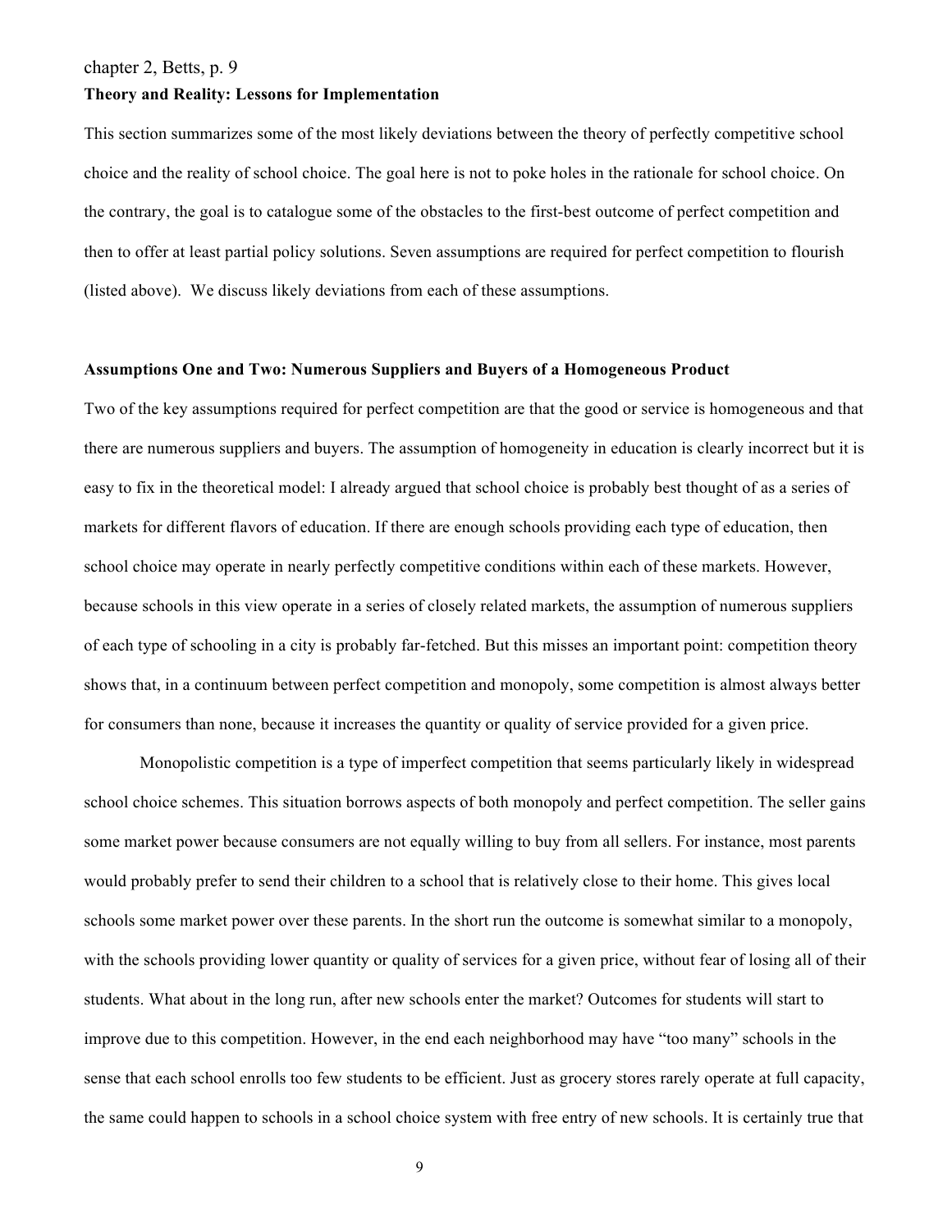## Theory and Reality: Lessons for Implementation

This section summarizes some of the most likely deviations between the theory of perfectly competitive school choice and the reality of school choice. The goal here is not to poke holes in the rationale for school choice. On the contrary, the goal is to catalogue some of the obstacles to the first-best outcome of perfect competition and then to offer at least partial policy solutions. Seven assumptions are required for perfect competition to flourish (listed above). We discuss likely deviations from each of these assumptions.

### Assumptions One and Two: Numerous Suppliers and Buyers of a Homogeneous Product

Two of the key assumptions required for perfect competition are that the good or service is homogeneous and that there are numerous suppliers and buyers. The assumption of homogeneity in education is clearly incorrect but it is easy to fix in the theoretical model: I already argued that school choice is probably best thought of as a series of markets for different flavors of education. If there are enough schools providing each type of education, then school choice may operate in nearly perfectly competitive conditions within each of these markets. However, because schools in this view operate in a series of closely related markets, the assumption of numerous suppliers of each type of schooling in a city is probably far-fetched. But this misses an important point: competition theory shows that, in a continuum between perfect competition and monopoly, some competition is almost always better for consumers than none, because it increases the quantity or quality of service provided for a given price.

Monopolistic competition is a type of imperfect competition that seems particularly likely in widespread school choice schemes. This situation borrows aspects of both monopoly and perfect competition. The seller gains some market power because consumers are not equally willing to buy from all sellers. For instance, most parents would probably prefer to send their children to a school that is relatively close to their home. This gives local schools some market power over these parents. In the short run the outcome is somewhat similar to a monopoly, with the schools providing lower quantity or quality of services for a given price, without fear of losing all of their students. What about in the long run, after new schools enter the market? Outcomes for students will start to improve due to this competition. However, in the end each neighborhood may have "too many" schools in the sense that each school enrolls too few students to be efficient. Just as grocery stores rarely operate at full capacity, the same could happen to schools in a school choice system with free entry of new schools. It is certainly true that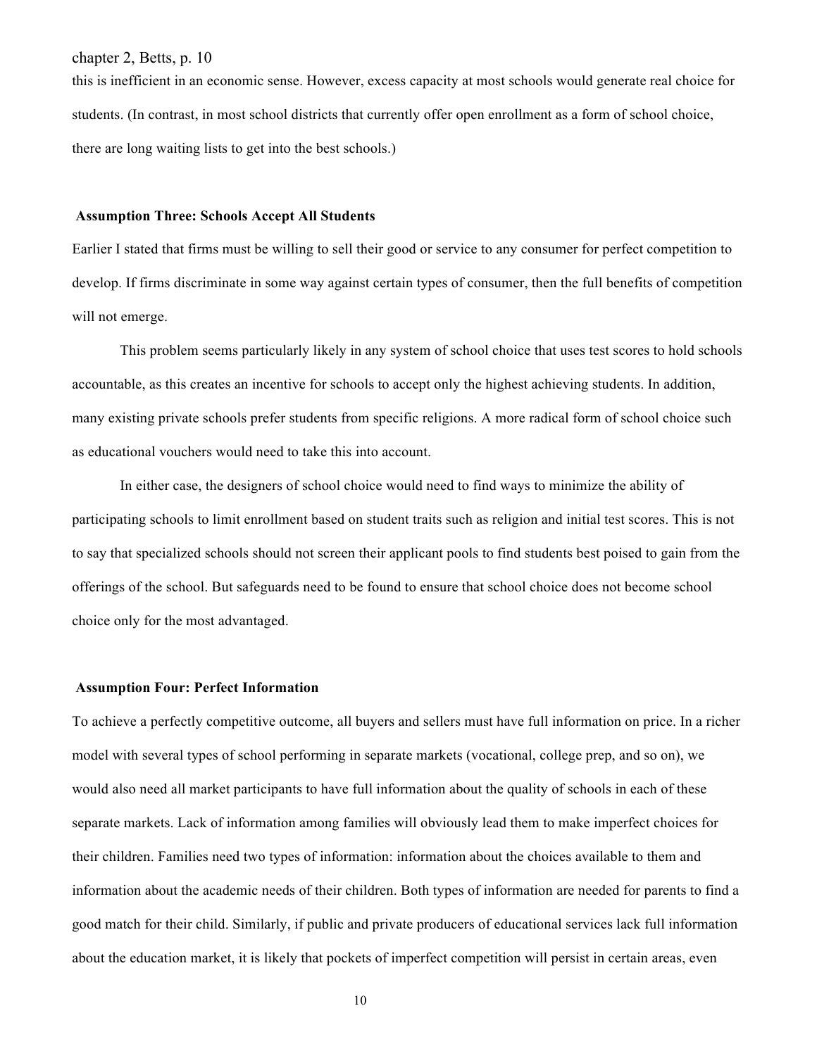this is inefficient in an economic sense. However, excess capacity at most schools would generate real choice for students. (In contrast, in most school districts that currently offer open enrollment as a form of school choice, there are long waiting lists to get into the best schools.)

**Assumption Three: Schools Accept All Students**

Earlier I stated that firms must be willing to sell their good or service to any consumer for perfect competition to develop. If firms discriminate in some way against certain types of consumer, then the full benefits of competition will not emerge.

This problem seems particularly likely in any system of school choice that uses test scores to hold schools accountable, as this creates an incentive for schools to accept only the highest achieving students. In addition, many existing private schools prefer students from specific religions. A more radical form of school choice such as educational vouchers would need to take this into account.

In either case, the designers of school choice would need to find ways to minimize the ability of participating schools to limit enrollment based on student traits such as religion and initial test scores. This is not to say that specialized schools should not screen their applicant pools to find students best poised to gain from the offerings of the school. But safeguards need to be found to ensure that school choice does not become school choice only for the most advantaged.

**Assumption Four: Perfect Information**

To achieve a perfectly competitive outcome, all buyers and sellers must have full information on price. In a richer model with several types of school performing in separate markets (vocational, college prep, and so on), we would also need all market participants to have full information about the quality of schools in each of these separate markets. Lack of information among families will obviously lead them to make imperfect choices for their children. Families need two types of information: information about the choices available to them and information about the academic needs of their children. Both types of information are needed for parents to find a good match for their child. Similarly, if public and private producers of educational services lack full information about the education market, it is likely that pockets of imperfect competition will persist in certain areas, even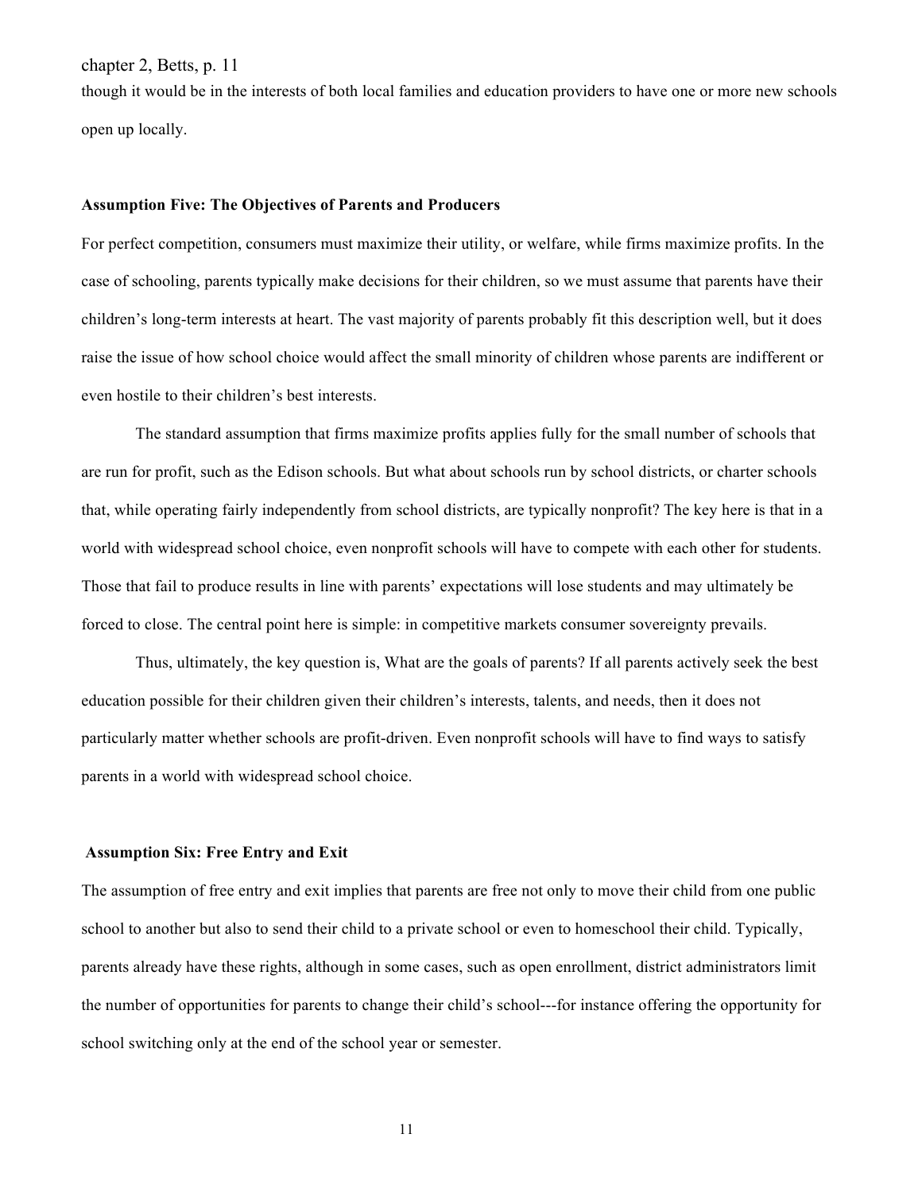though it would be in the interests of both local families and education providers to have one or more new schools open up locally.

**Assumption Five: The Objectives of Parents and Producers**

For perfect competition, consumers must maximize their utility, or welfare, while firms maximize profits. In the case of schooling, parents typically make decisions for their children, so we must assume that parents have their children's long-term interests at heart. The vast majority of parents probably fit this description well, but it does raise the issue of how school choice would affect the small minority of children whose parents are indifferent or even hostile to their children's best interests.

The standard assumption that firms maximize profits applies fully for the small number of schools that are run for profit, such as the Edison schools. But what about schools run by school districts, or charter schools that, while operating fairly independently from school districts, are typically nonprofit? The key here is that in a world with widespread school choice, even nonprofit schools will have to compete with each other for students. Those that fail to produce results in line with parents' expectations will lose students and may ultimately be forced to close. The central point here is simple: in competitive markets consumer sovereignty prevails.

Thus, ultimately, the key question is, What are the goals of parents? If all parents actively seek the best education possible for their children given their children's interests, talents, and needs, then it does not particularly matter whether schools are profit-driven. Even nonprofit schools will have to find ways to satisfy parents in a world with widespread school choice.

**Assumption Six: Free Entry and Exit**

The assumption of free entry and exit implies that parents are free not only to move their child from one public school to another but also to send their child to a private school or even to homeschool their child. Typically, parents already have these rights, although in some cases, such as open enrollment, district administrators limit the number of opportunities for parents to change their child's school---for instance offering the opportunity for school switching only at the end of the school year or semester.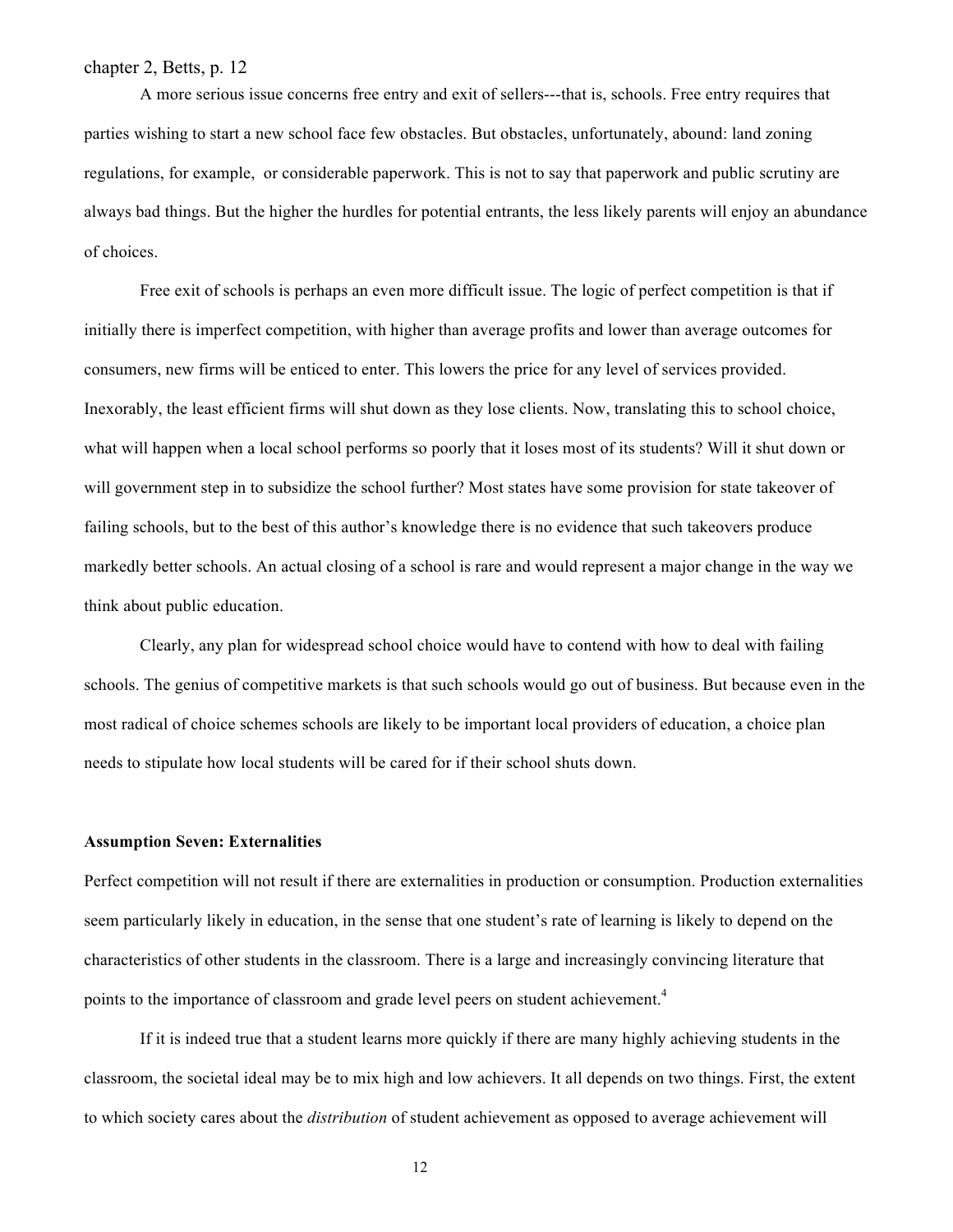A more serious issue concerns free entry and exit of sellers---that is, schools. Free entry requires that parties wishing to start a new school face few obstacles. But obstacles, unfortunately, abound: land zoning regulations, for example, or considerable paperwork. This is not to say that paperwork and public scrutiny are always bad things. But the higher the hurdles for potential entrants, the less likely parents will enjoy an abundance of choices.

Free exit of schools is perhaps an even more difficult issue. The logic of perfect competition is that if initially there is imperfect competition, with higher than average profits and lower than average outcomes for consumers, new firms will be enticed to enter. This lowers the price for any level of services provided. Inexorably, the least efficient firms will shut down as they lose clients. Now, translating this to school choice, what will happen when a local school performs so poorly that it loses most of its students? Will it shut down or will government step in to subsidize the school further? Most states have some provision for state takeover of failing schools, but to the best of this author's knowledge there is no evidence that such takeovers produce markedly better schools. An actual closing of a school is rare and would represent a major change in the way we think about public education.

Clearly, any plan for widespread school choice would have to contend with how to deal with failing schools. The genius of competitive markets is that such schools would go out of business. But because even in the most radical of choice schemes schools are likely to be important local providers of education, a choice plan needs to stipulate how local students will be cared for if their school shuts down.

**Assumption Seven: Externalities**

Perfect competition will not result if there are externalities in production or consumption. Production externalities seem particularly likely in education, in the sense that one student's rate of learning is likely to depend on the characteristics of other students in the classroom. There is a large and increasingly convincing literature that points to the importance of classroom and grade level peers on student achievement.[4]

If it is indeed true that a student learns more quickly if there are many highly achieving students in the classroom, the societal ideal may be to mix high and low achievers. It all depends on two things. First, the extent to which society cares about the *distribution* of student achievement as opposed to average achievement will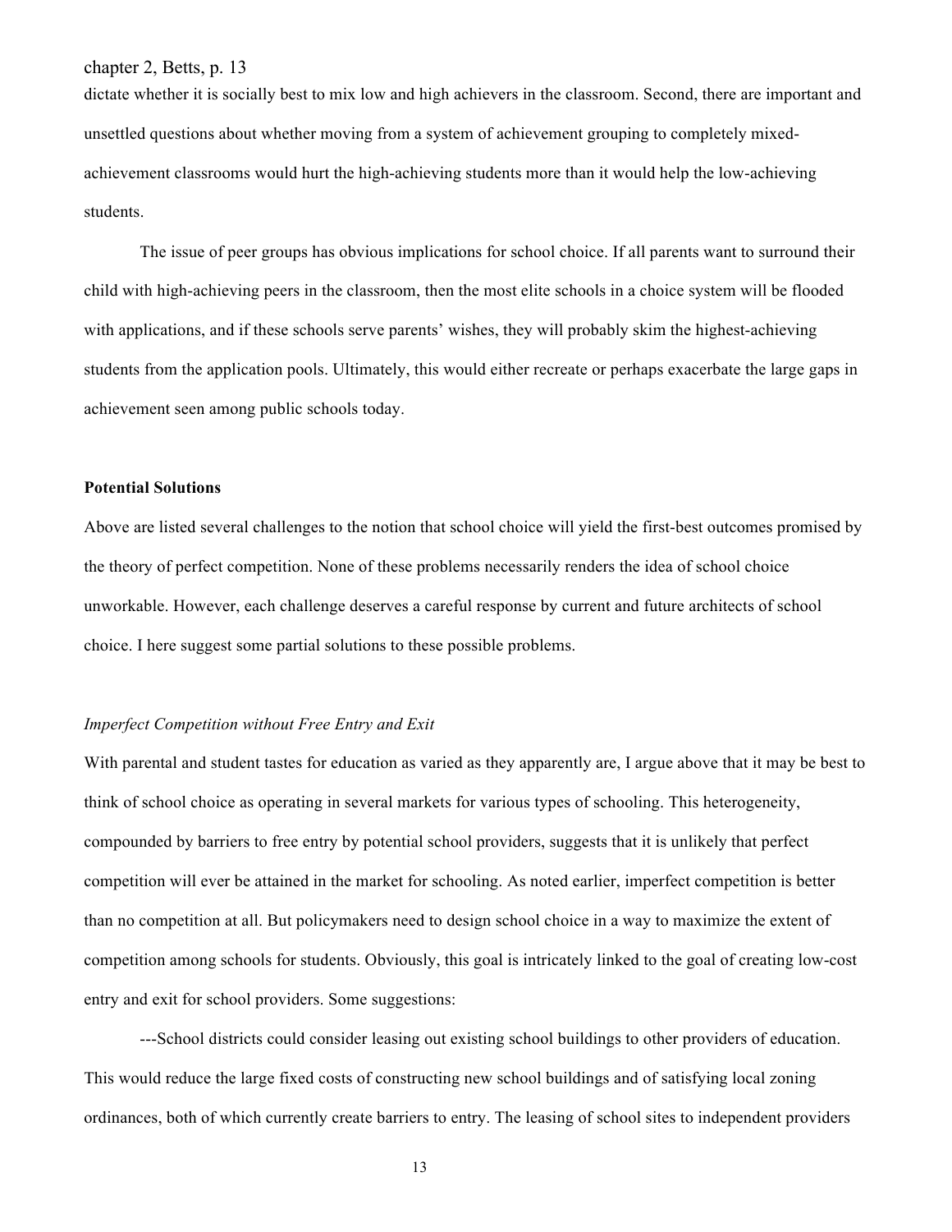dictate whether it is socially best to mix low and high achievers in the classroom. Second, there are important and unsettled questions about whether moving from a system of achievement grouping to completely mixed-achievement classrooms would hurt the high-achieving students more than it would help the low-achieving students.

The issue of peer groups has obvious implications for school choice. If all parents want to surround their child with high-achieving peers in the classroom, then the most elite schools in a choice system will be flooded with applications, and if these schools serve parents' wishes, they will probably skim the highest-achieving students from the application pools. Ultimately, this would either recreate or perhaps exacerbate the large gaps in achievement seen among public schools today.

**Potential Solutions**

Above are listed several challenges to the notion that school choice will yield the first-best outcomes promised by the theory of perfect competition. None of these problems necessarily renders the idea of school choice unworkable. However, each challenge deserves a careful response by current and future architects of school choice. I here suggest some partial solutions to these possible problems.

*Imperfect Competition without Free Entry and Exit*

With parental and student tastes for education as varied as they apparently are, I argue above that it may be best to think of school choice as operating in several markets for various types of schooling. This heterogeneity, compounded by barriers to free entry by potential school providers, suggests that it is unlikely that perfect competition will ever be attained in the market for schooling. As noted earlier, imperfect competition is better than no competition at all. But policymakers need to design school choice in a way to maximize the extent of competition among schools for students. Obviously, this goal is intricately linked to the goal of creating low-cost entry and exit for school providers. Some suggestions:

---School districts could consider leasing out existing school buildings to other providers of education. This would reduce the large fixed costs of constructing new school buildings and of satisfying local zoning ordinances, both of which currently create barriers to entry. The leasing of school sites to independent providers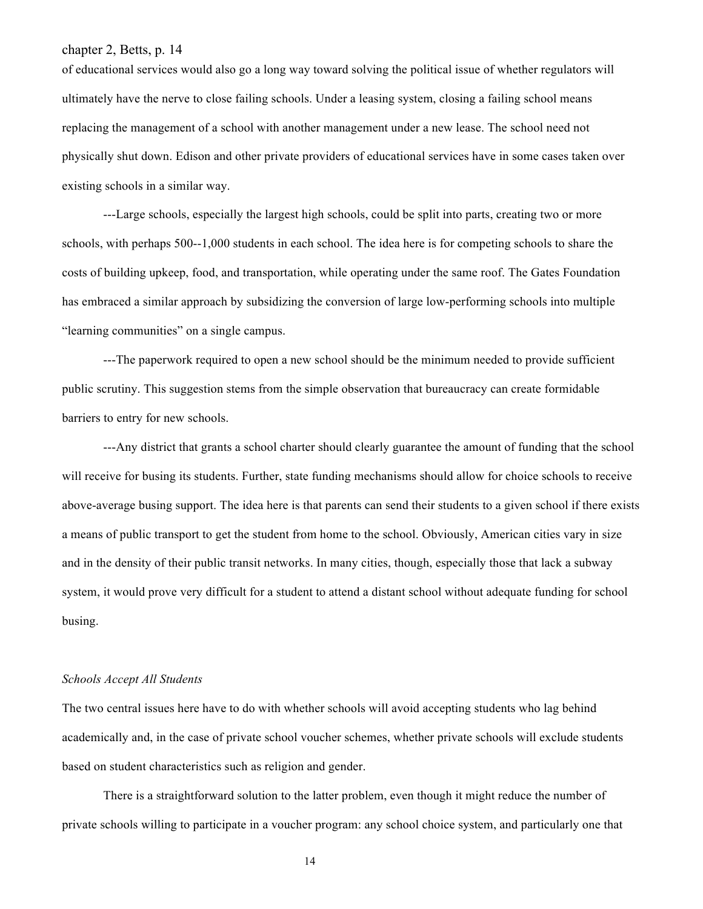of educational services would also go a long way toward solving the political issue of whether regulators will ultimately have the nerve to close failing schools. Under a leasing system, closing a failing school means replacing the management of a school with another management under a new lease. The school need not physically shut down. Edison and other private providers of educational services have in some cases taken over existing schools in a similar way.

---Large schools, especially the largest high schools, could be split into parts, creating two or more schools, with perhaps 500--1,000 students in each school. The idea here is for competing schools to share the costs of building upkeep, food, and transportation, while operating under the same roof. The Gates Foundation has embraced a similar approach by subsidizing the conversion of large low-performing schools into multiple "learning communities" on a single campus.

---The paperwork required to open a new school should be the minimum needed to provide sufficient public scrutiny. This suggestion stems from the simple observation that bureaucracy can create formidable barriers to entry for new schools.

---Any district that grants a school charter should clearly guarantee the amount of funding that the school will receive for busing its students. Further, state funding mechanisms should allow for choice schools to receive above-average busing support. The idea here is that parents can send their students to a given school if there exists a means of public transport to get the student from home to the school. Obviously, American cities vary in size and in the density of their public transit networks. In many cities, though, especially those that lack a subway system, it would prove very difficult for a student to attend a distant school without adequate funding for school busing.

*Schools Accept All Students*

The two central issues here have to do with whether schools will avoid accepting students who lag behind academically and, in the case of private school voucher schemes, whether private schools will exclude students based on student characteristics such as religion and gender.

There is a straightforward solution to the latter problem, even though it might reduce the number of private schools willing to participate in a voucher program: any school choice system, and particularly one that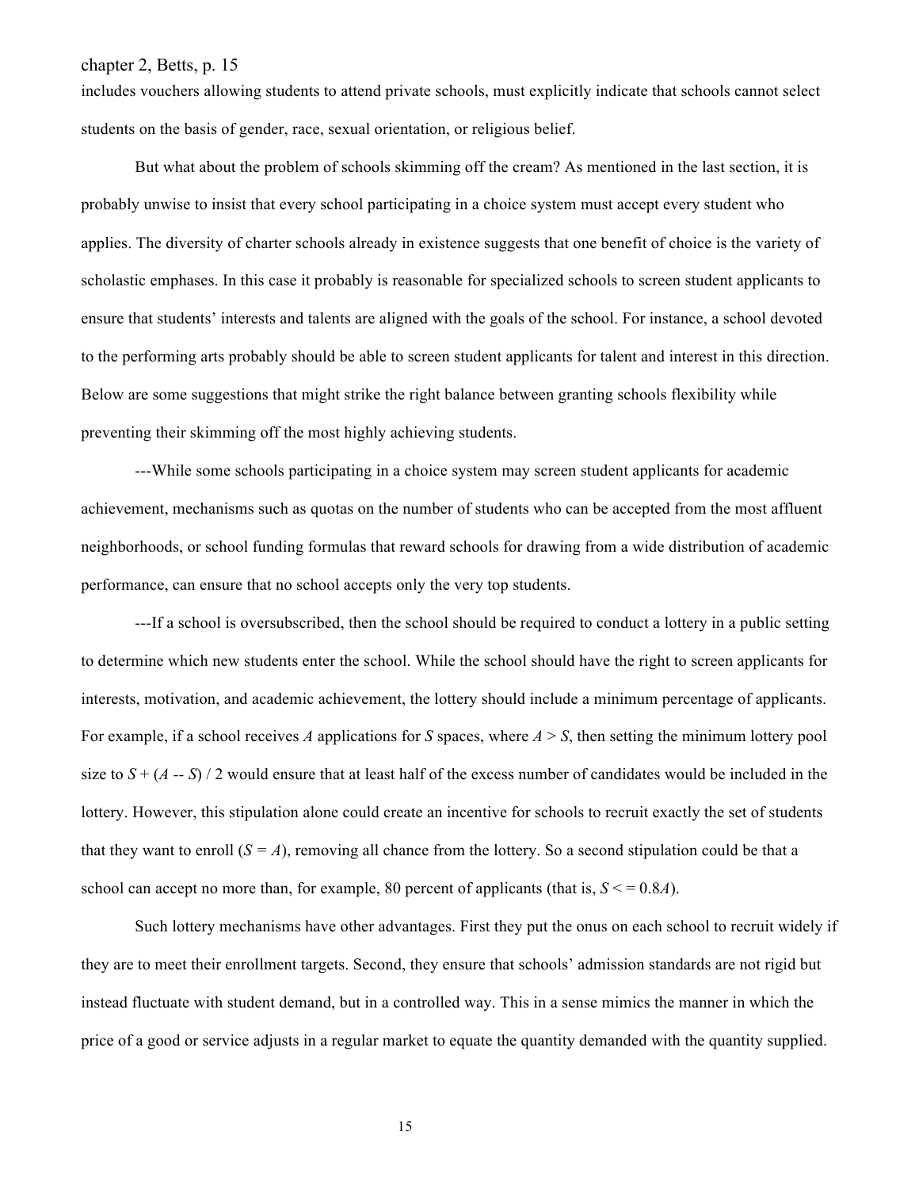includes vouchers allowing students to attend private schools, must explicitly indicate that schools cannot select students on the basis of gender, race, sexual orientation, or religious belief.

But what about the problem of schools skimming off the cream? As mentioned in the last section, it is probably unwise to insist that every school participating in a choice system must accept every student who applies. The diversity of charter schools already in existence suggests that one benefit of choice is the variety of scholastic emphases. In this case it probably is reasonable for specialized schools to screen student applicants to ensure that students' interests and talents are aligned with the goals of the school. For instance, a school devoted to the performing arts probably should be able to screen student applicants for talent and interest in this direction. Below are some suggestions that might strike the right balance between granting schools flexibility while preventing their skimming off the most highly achieving students.

---While some schools participating in a choice system may screen student applicants for academic achievement, mechanisms such as quotas on the number of students who can be accepted from the most affluent neighborhoods, or school funding formulas that reward schools for drawing from a wide distribution of academic performance, can ensure that no school accepts only the very top students.

---If a school is oversubscribed, then the school should be required to conduct a lottery in a public setting to determine which new students enter the school. While the school should have the right to screen applicants for interests, motivation, and academic achievement, the lottery should include a minimum percentage of applicants. For example, if a school receives $A$ applications for $S$ spaces, where $A > S$, then setting the minimum lottery pool size to $S + (A - S) / 2$ would ensure that at least half of the excess number of candidates would be included in the lottery. However, this stipulation alone could create an incentive for schools to recruit exactly the set of students that they want to enroll ($S = A$), removing all chance from the lottery. So a second stipulation could be that a school can accept no more than, for example, 80 percent of applicants (that is, $S <= 0.8A$).

Such lottery mechanisms have other advantages. First they put the onus on each school to recruit widely if they are to meet their enrollment targets. Second, they ensure that schools' admission standards are not rigid but instead fluctuate with student demand, but in a controlled way. This in a sense mimics the manner in which the price of a good or service adjusts in a regular market to equate the quantity demanded with the quantity supplied.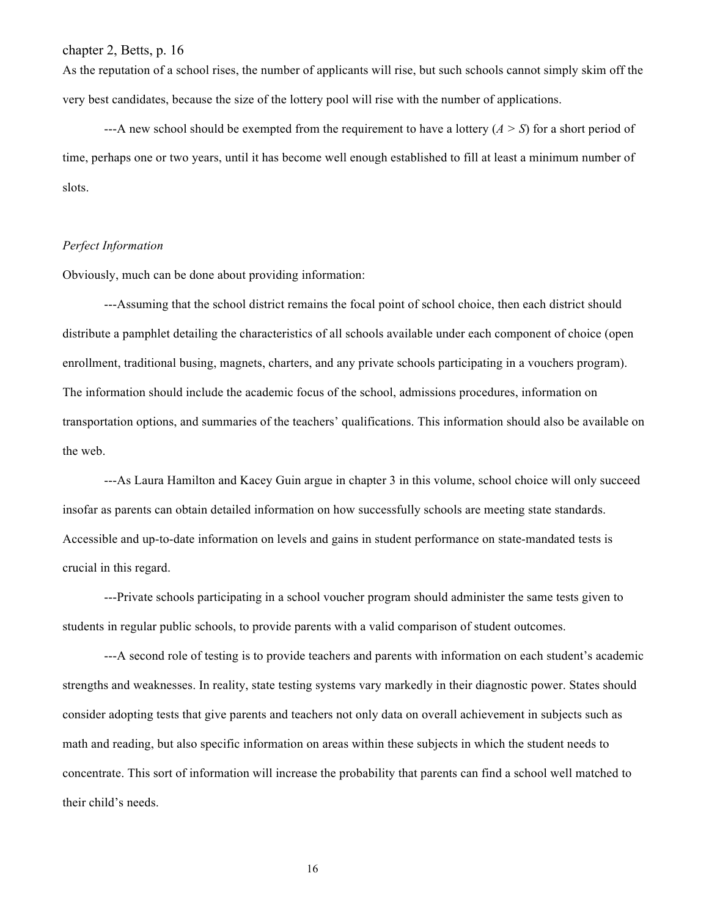As the reputation of a school rises, the number of applicants will rise, but such schools cannot simply skim off the very best candidates, because the size of the lottery pool will rise with the number of applications.

---A new school should be exempted from the requirement to have a lottery ($A > S$) for a short period of time, perhaps one or two years, until it has become well enough established to fill at least a minimum number of slots.

*Perfect Information*

Obviously, much can be done about providing information:

---Assuming that the school district remains the focal point of school choice, then each district should distribute a pamphlet detailing the characteristics of all schools available under each component of choice (open enrollment, traditional busing, magnets, charters, and any private schools participating in a vouchers program). The information should include the academic focus of the school, admissions procedures, information on transportation options, and summaries of the teachers' qualifications. This information should also be available on the web.

---As Laura Hamilton and Kacey Guin argue in chapter 3 in this volume, school choice will only succeed insofar as parents can obtain detailed information on how successfully schools are meeting state standards. Accessible and up-to-date information on levels and gains in student performance on state-mandated tests is crucial in this regard.

---Private schools participating in a school voucher program should administer the same tests given to students in regular public schools, to provide parents with a valid comparison of student outcomes.

---A second role of testing is to provide teachers and parents with information on each student's academic strengths and weaknesses. In reality, state testing systems vary markedly in their diagnostic power. States should consider adopting tests that give parents and teachers not only data on overall achievement in subjects such as math and reading, but also specific information on areas within these subjects in which the student needs to concentrate. This sort of information will increase the probability that parents can find a school well matched to their child's needs.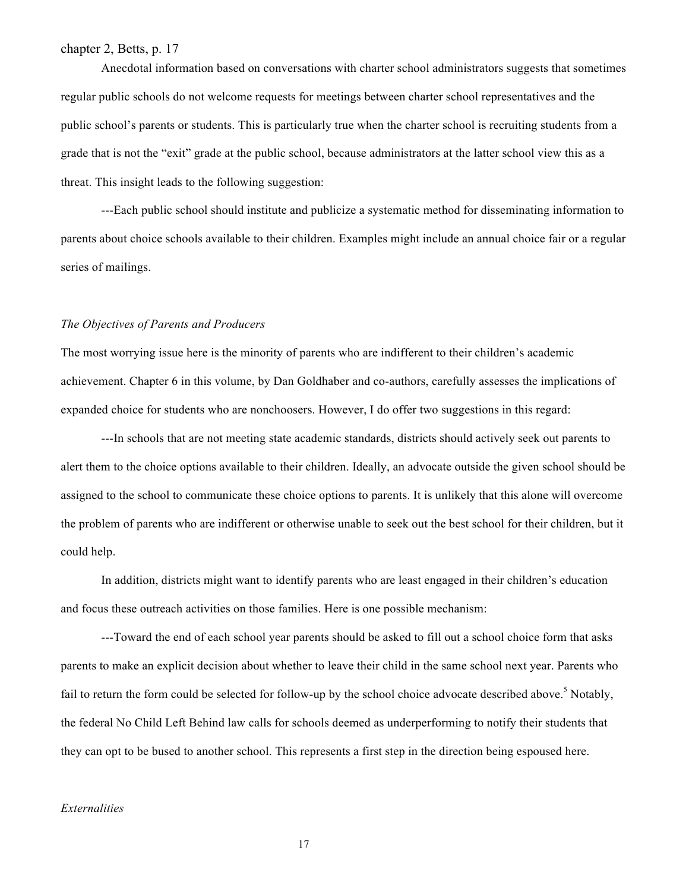Anecdotal information based on conversations with charter school administrators suggests that sometimes regular public schools do not welcome requests for meetings between charter school representatives and the public school's parents or students. This is particularly true when the charter school is recruiting students from a grade that is not the "exit" grade at the public school, because administrators at the latter school view this as a threat. This insight leads to the following suggestion:

---Each public school should institute and publicize a systematic method for disseminating information to parents about choice schools available to their children. Examples might include an annual choice fair or a regular series of mailings.

*The Objectives of Parents and Producers*

The most worrying issue here is the minority of parents who are indifferent to their children's academic achievement. Chapter 6 in this volume, by Dan Goldhaber and co-authors, carefully assesses the implications of expanded choice for students who are nonchoosers. However, I do offer two suggestions in this regard:

---In schools that are not meeting state academic standards, districts should actively seek out parents to alert them to the choice options available to their children. Ideally, an advocate outside the given school should be assigned to the school to communicate these choice options to parents. It is unlikely that this alone will overcome the problem of parents who are indifferent or otherwise unable to seek out the best school for their children, but it could help.

In addition, districts might want to identify parents who are least engaged in their children's education and focus these outreach activities on those families. Here is one possible mechanism:

---Toward the end of each school year parents should be asked to fill out a school choice form that asks parents to make an explicit decision about whether to leave their child in the same school next year. Parents who fail to return the form could be selected for follow-up by the school choice advocate described above.[5] Notably, the federal No Child Left Behind law calls for schools deemed as underperforming to notify their students that they can opt to be bused to another school. This represents a first step in the direction being espoused here.

*Externalities*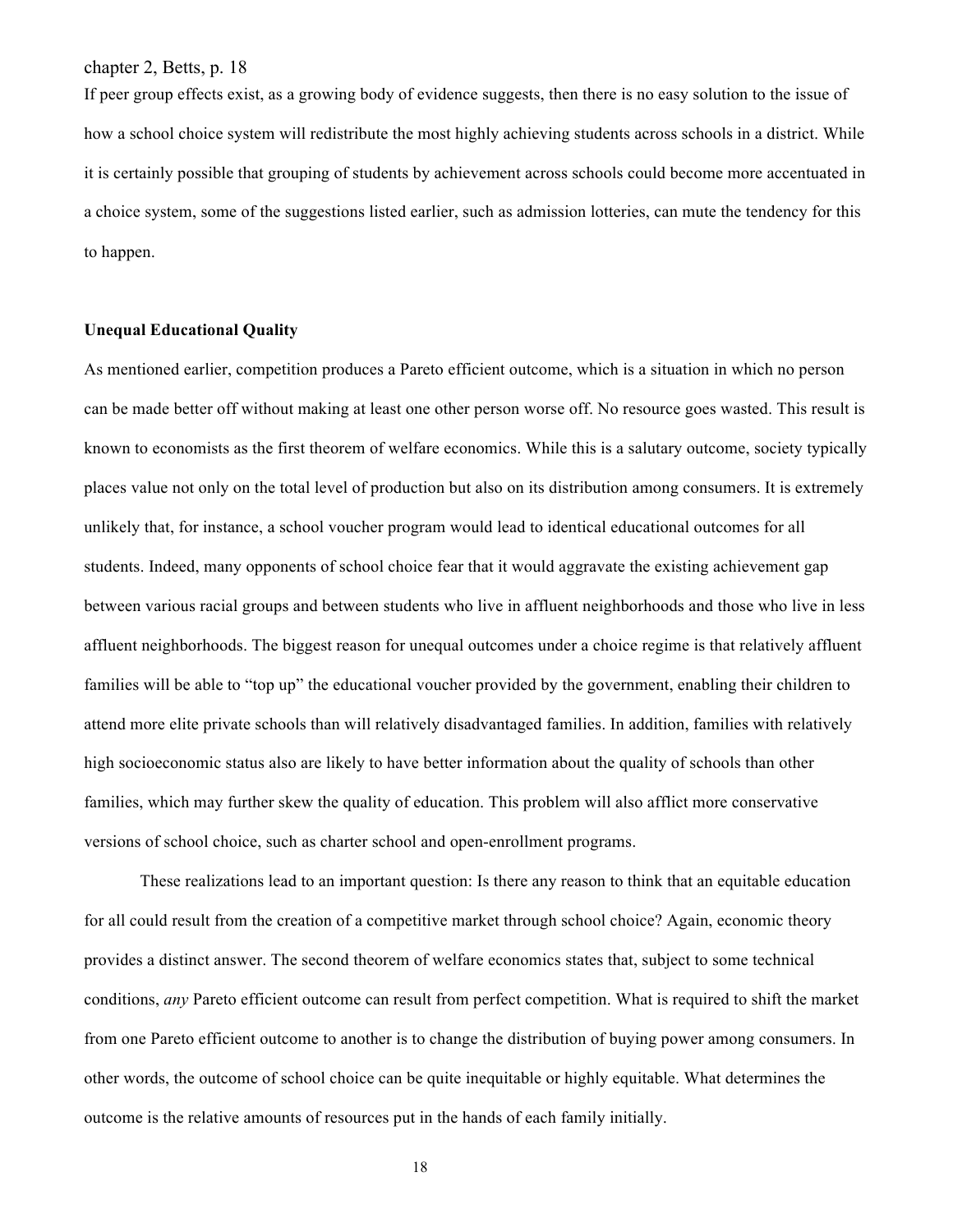If peer group effects exist, as a growing body of evidence suggests, then there is no easy solution to the issue of how a school choice system will redistribute the most highly achieving students across schools in a district. While it is certainly possible that grouping of students by achievement across schools could become more accentuated in a choice system, some of the suggestions listed earlier, such as admission lotteries, can mute the tendency for this to happen.

**Unequal Educational Quality**

As mentioned earlier, competition produces a Pareto efficient outcome, which is a situation in which no person can be made better off without making at least one other person worse off. No resource goes wasted. This result is known to economists as the first theorem of welfare economics. While this is a salutary outcome, society typically places value not only on the total level of production but also on its distribution among consumers. It is extremely unlikely that, for instance, a school voucher program would lead to identical educational outcomes for all students. Indeed, many opponents of school choice fear that it would aggravate the existing achievement gap between various racial groups and between students who live in affluent neighborhoods and those who live in less affluent neighborhoods. The biggest reason for unequal outcomes under a choice regime is that relatively affluent families will be able to "top up" the educational voucher provided by the government, enabling their children to attend more elite private schools than will relatively disadvantaged families. In addition, families with relatively high socioeconomic status also are likely to have better information about the quality of schools than other families, which may further skew the quality of education. This problem will also afflict more conservative versions of school choice, such as charter school and open-enrollment programs.

These realizations lead to an important question: Is there any reason to think that an equitable education for all could result from the creation of a competitive market through school choice? Again, economic theory provides a distinct answer. The second theorem of welfare economics states that, subject to some technical conditions, *any* Pareto efficient outcome can result from perfect competition. What is required to shift the market from one Pareto efficient outcome to another is to change the distribution of buying power among consumers. In other words, the outcome of school choice can be quite inequitable or highly equitable. What determines the outcome is the relative amounts of resources put in the hands of each family initially.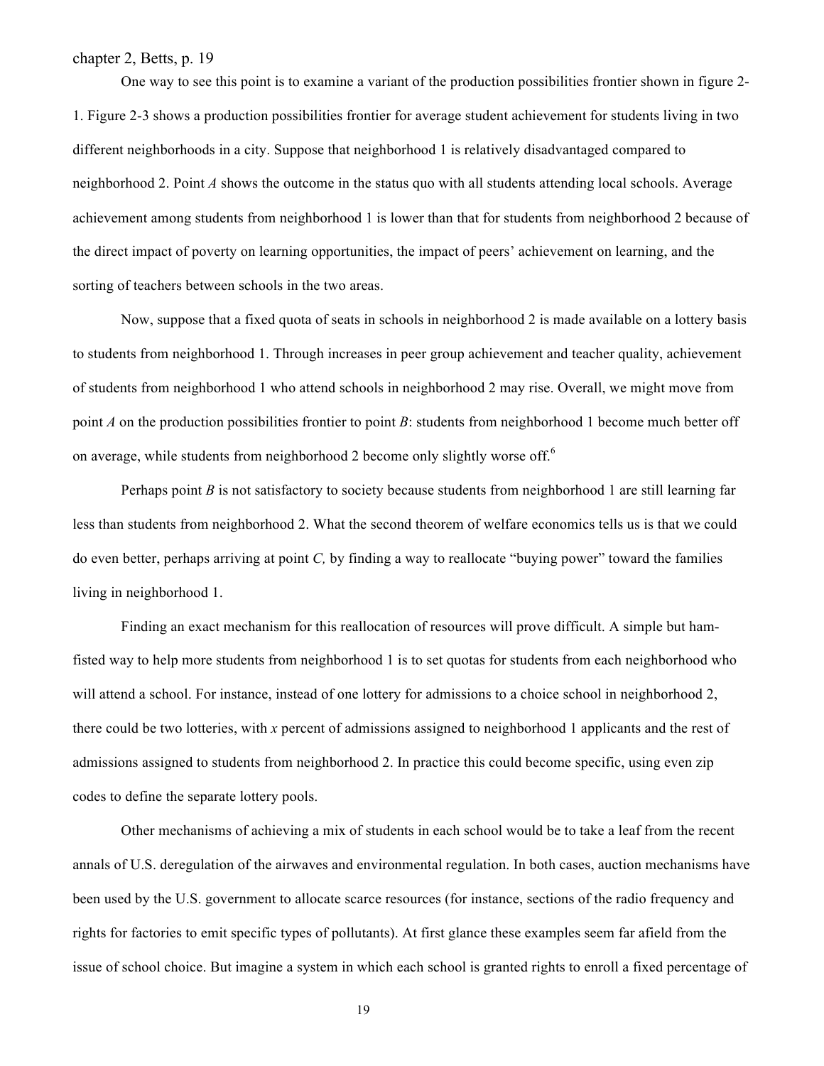One way to see this point is to examine a variant of the production possibilities frontier shown in figure 2-1. Figure 2-3 shows a production possibilities frontier for average student achievement for students living in two different neighborhoods in a city. Suppose that neighborhood 1 is relatively disadvantaged compared to neighborhood 2. Point *A* shows the outcome in the status quo with all students attending local schools. Average achievement among students from neighborhood 1 is lower than that for students from neighborhood 2 because of the direct impact of poverty on learning opportunities, the impact of peers' achievement on learning, and the sorting of teachers between schools in the two areas.

Now, suppose that a fixed quota of seats in schools in neighborhood 2 is made available on a lottery basis to students from neighborhood 1. Through increases in peer group achievement and teacher quality, achievement of students from neighborhood 1 who attend schools in neighborhood 2 may rise. Overall, we might move from point *A* on the production possibilities frontier to point *B*: students from neighborhood 1 become much better off on average, while students from neighborhood 2 become only slightly worse off.[6]

Perhaps point *B* is not satisfactory to society because students from neighborhood 1 are still learning far less than students from neighborhood 2. What the second theorem of welfare economics tells us is that we could do even better, perhaps arriving at point *C,* by finding a way to reallocate "buying power" toward the families living in neighborhood 1.

Finding an exact mechanism for this reallocation of resources will prove difficult. A simple but ham-fisted way to help more students from neighborhood 1 is to set quotas for students from each neighborhood who will attend a school. For instance, instead of one lottery for admissions to a choice school in neighborhood 2, there could be two lotteries, with *x* percent of admissions assigned to neighborhood 1 applicants and the rest of admissions assigned to students from neighborhood 2. In practice this could become specific, using even zip codes to define the separate lottery pools.

Other mechanisms of achieving a mix of students in each school would be to take a leaf from the recent annals of U.S. deregulation of the airwaves and environmental regulation. In both cases, auction mechanisms have been used by the U.S. government to allocate scarce resources (for instance, sections of the radio frequency and rights for factories to emit specific types of pollutants). At first glance these examples seem far afield from the issue of school choice. But imagine a system in which each school is granted rights to enroll a fixed percentage of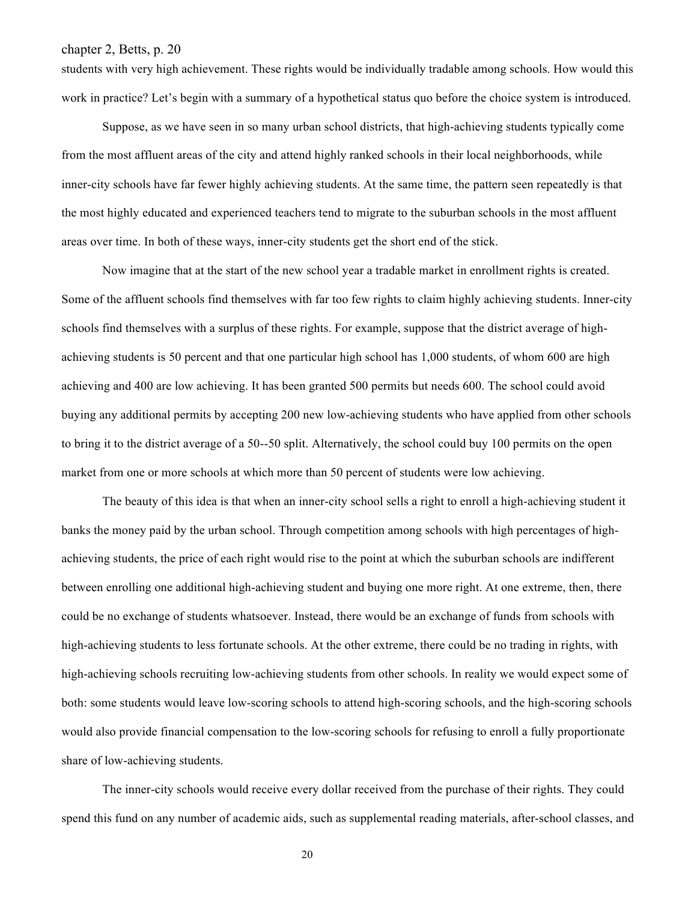students with very high achievement. These rights would be individually tradable among schools. How would this work in practice? Let's begin with a summary of a hypothetical status quo before the choice system is introduced.

Suppose, as we have seen in so many urban school districts, that high-achieving students typically come from the most affluent areas of the city and attend highly ranked schools in their local neighborhoods, while inner-city schools have far fewer highly achieving students. At the same time, the pattern seen repeatedly is that the most highly educated and experienced teachers tend to migrate to the suburban schools in the most affluent areas over time. In both of these ways, inner-city students get the short end of the stick.

Now imagine that at the start of the new school year a tradable market in enrollment rights is created. Some of the affluent schools find themselves with far too few rights to claim highly achieving students. Inner-city schools find themselves with a surplus of these rights. For example, suppose that the district average of high-achieving students is 50 percent and that one particular high school has 1,000 students, of whom 600 are high achieving and 400 are low achieving. It has been granted 500 permits but needs 600. The school could avoid buying any additional permits by accepting 200 new low-achieving students who have applied from other schools to bring it to the district average of a 50--50 split. Alternatively, the school could buy 100 permits on the open market from one or more schools at which more than 50 percent of students were low achieving.

The beauty of this idea is that when an inner-city school sells a right to enroll a high-achieving student it banks the money paid by the urban school. Through competition among schools with high percentages of high-achieving students, the price of each right would rise to the point at which the suburban schools are indifferent between enrolling one additional high-achieving student and buying one more right. At one extreme, then, there could be no exchange of students whatsoever. Instead, there would be an exchange of funds from schools with high-achieving students to less fortunate schools. At the other extreme, there could be no trading in rights, with high-achieving schools recruiting low-achieving students from other schools. In reality we would expect some of both: some students would leave low-scoring schools to attend high-scoring schools, and the high-scoring schools would also provide financial compensation to the low-scoring schools for refusing to enroll a fully proportionate share of low-achieving students.

The inner-city schools would receive every dollar received from the purchase of their rights. They could spend this fund on any number of academic aids, such as supplemental reading materials, after-school classes, and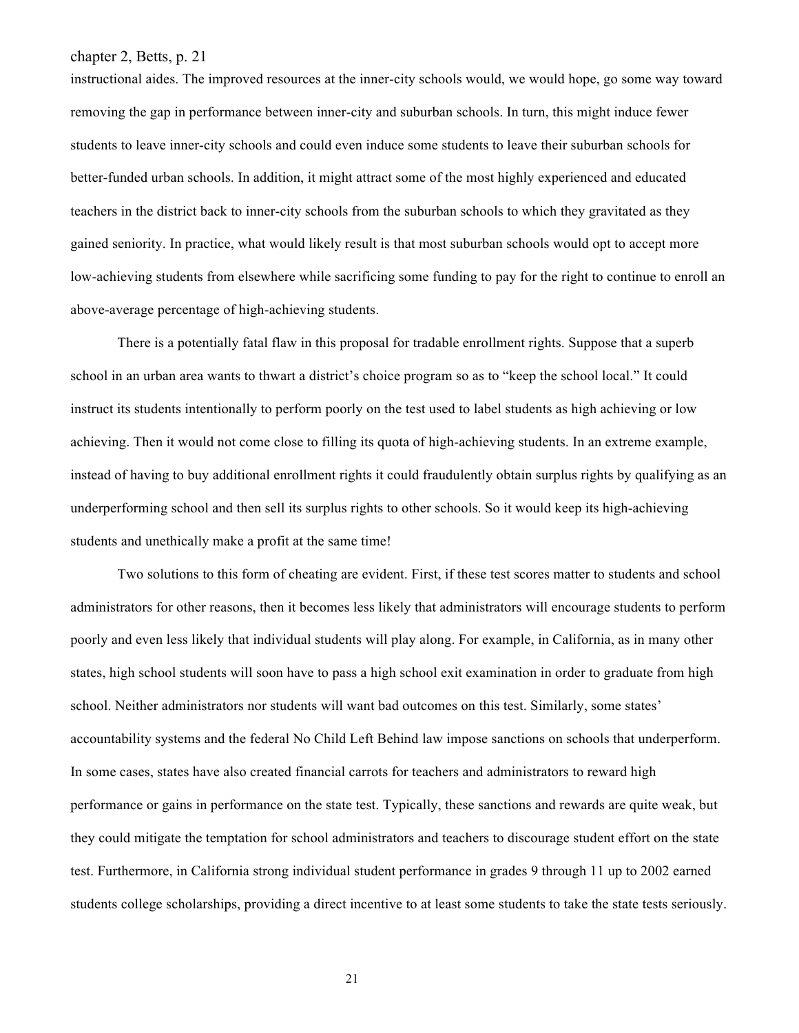instructional aides. The improved resources at the inner-city schools would, we would hope, go some way toward removing the gap in performance between inner-city and suburban schools. In turn, this might induce fewer students to leave inner-city schools and could even induce some students to leave their suburban schools for better-funded urban schools. In addition, it might attract some of the most highly experienced and educated teachers in the district back to inner-city schools from the suburban schools to which they gravitated as they gained seniority. In practice, what would likely result is that most suburban schools would opt to accept more low-achieving students from elsewhere while sacrificing some funding to pay for the right to continue to enroll an above-average percentage of high-achieving students.

There is a potentially fatal flaw in this proposal for tradable enrollment rights. Suppose that a superb school in an urban area wants to thwart a district's choice program so as to "keep the school local." It could instruct its students intentionally to perform poorly on the test used to label students as high achieving or low achieving. Then it would not come close to filling its quota of high-achieving students. In an extreme example, instead of having to buy additional enrollment rights it could fraudulently obtain surplus rights by qualifying as an underperforming school and then sell its surplus rights to other schools. So it would keep its high-achieving students and unethically make a profit at the same time!

Two solutions to this form of cheating are evident. First, if these test scores matter to students and school administrators for other reasons, then it becomes less likely that administrators will encourage students to perform poorly and even less likely that individual students will play along. For example, in California, as in many other states, high school students will soon have to pass a high school exit examination in order to graduate from high school. Neither administrators nor students will want bad outcomes on this test. Similarly, some states' accountability systems and the federal No Child Left Behind law impose sanctions on schools that underperform. In some cases, states have also created financial carrots for teachers and administrators to reward high performance or gains in performance on the state test. Typically, these sanctions and rewards are quite weak, but they could mitigate the temptation for school administrators and teachers to discourage student effort on the state test. Furthermore, in California strong individual student performance in grades 9 through 11 up to 2002 earned students college scholarships, providing a direct incentive to at least some students to take the state tests seriously.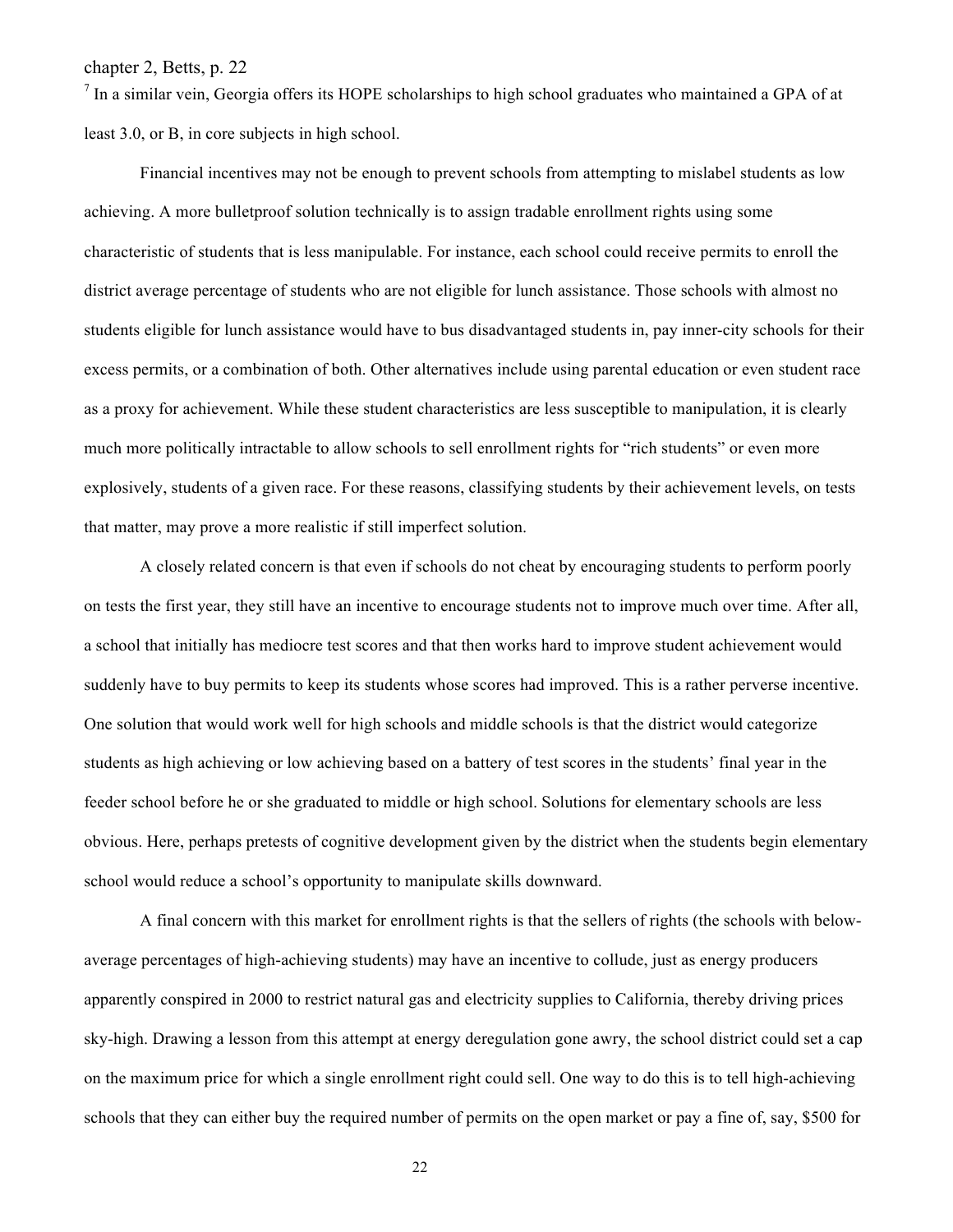[7] In a similar vein, Georgia offers its HOPE scholarships to high school graduates who maintained a GPA of at least 3.0, or B, in core subjects in high school.

Financial incentives may not be enough to prevent schools from attempting to mislabel students as low achieving. A more bulletproof solution technically is to assign tradable enrollment rights using some characteristic of students that is less manipulable. For instance, each school could receive permits to enroll the district average percentage of students who are not eligible for lunch assistance. Those schools with almost no students eligible for lunch assistance would have to bus disadvantaged students in, pay inner-city schools for their excess permits, or a combination of both. Other alternatives include using parental education or even student race as a proxy for achievement. While these student characteristics are less susceptible to manipulation, it is clearly much more politically intractable to allow schools to sell enrollment rights for "rich students" or even more explosively, students of a given race. For these reasons, classifying students by their achievement levels, on tests that matter, may prove a more realistic if still imperfect solution.

A closely related concern is that even if schools do not cheat by encouraging students to perform poorly on tests the first year, they still have an incentive to encourage students not to improve much over time. After all, a school that initially has mediocre test scores and that then works hard to improve student achievement would suddenly have to buy permits to keep its students whose scores had improved. This is a rather perverse incentive. One solution that would work well for high schools and middle schools is that the district would categorize students as high achieving or low achieving based on a battery of test scores in the students' final year in the feeder school before he or she graduated to middle or high school. Solutions for elementary schools are less obvious. Here, perhaps pretests of cognitive development given by the district when the students begin elementary school would reduce a school's opportunity to manipulate skills downward.

A final concern with this market for enrollment rights is that the sellers of rights (the schools with below-average percentages of high-achieving students) may have an incentive to collude, just as energy producers apparently conspired in 2000 to restrict natural gas and electricity supplies to California, thereby driving prices sky-high. Drawing a lesson from this attempt at energy deregulation gone awry, the school district could set a cap on the maximum price for which a single enrollment right could sell. One way to do this is to tell high-achieving schools that they can either buy the required number of permits on the open market or pay a fine of, say, $500 for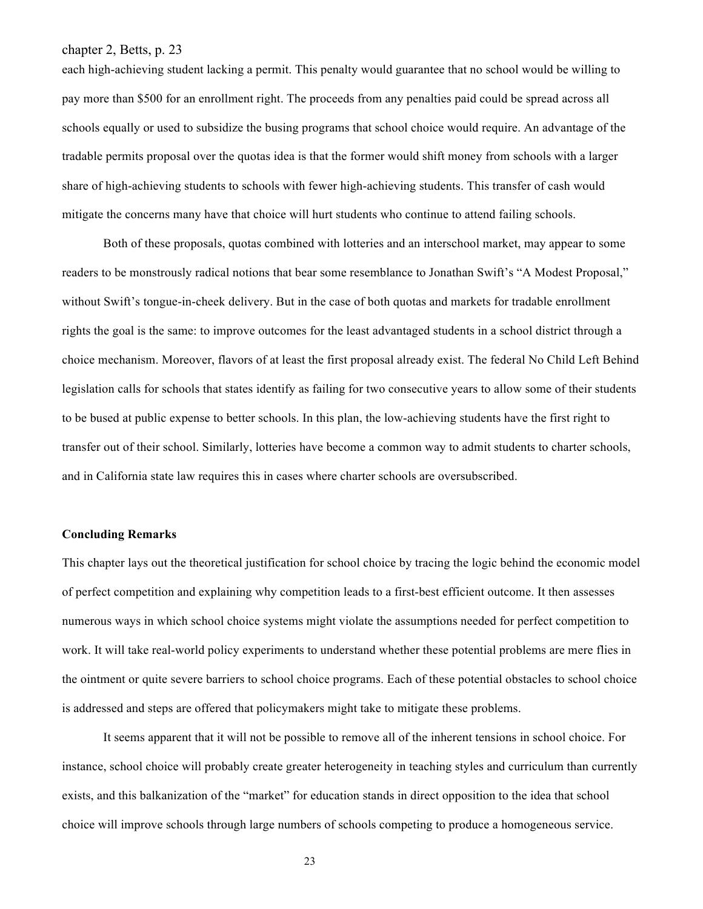each high-achieving student lacking a permit. This penalty would guarantee that no school would be willing to pay more than $500 for an enrollment right. The proceeds from any penalties paid could be spread across all schools equally or used to subsidize the busing programs that school choice would require. An advantage of the tradable permits proposal over the quotas idea is that the former would shift money from schools with a larger share of high-achieving students to schools with fewer high-achieving students. This transfer of cash would mitigate the concerns many have that choice will hurt students who continue to attend failing schools.

Both of these proposals, quotas combined with lotteries and an interschool market, may appear to some readers to be monstrously radical notions that bear some resemblance to Jonathan Swift's "A Modest Proposal," without Swift's tongue-in-cheek delivery. But in the case of both quotas and markets for tradable enrollment rights the goal is the same: to improve outcomes for the least advantaged students in a school district through a choice mechanism. Moreover, flavors of at least the first proposal already exist. The federal No Child Left Behind legislation calls for schools that states identify as failing for two consecutive years to allow some of their students to be bused at public expense to better schools. In this plan, the low-achieving students have the first right to transfer out of their school. Similarly, lotteries have become a common way to admit students to charter schools, and in California state law requires this in cases where charter schools are oversubscribed.

**Concluding Remarks**

This chapter lays out the theoretical justification for school choice by tracing the logic behind the economic model of perfect competition and explaining why competition leads to a first-best efficient outcome. It then assesses numerous ways in which school choice systems might violate the assumptions needed for perfect competition to work. It will take real-world policy experiments to understand whether these potential problems are mere flies in the ointment or quite severe barriers to school choice programs. Each of these potential obstacles to school choice is addressed and steps are offered that policymakers might take to mitigate these problems.

It seems apparent that it will not be possible to remove all of the inherent tensions in school choice. For instance, school choice will probably create greater heterogeneity in teaching styles and curriculum than currently exists, and this balkanization of the "market" for education stands in direct opposition to the idea that school choice will improve schools through large numbers of schools competing to produce a homogeneous service.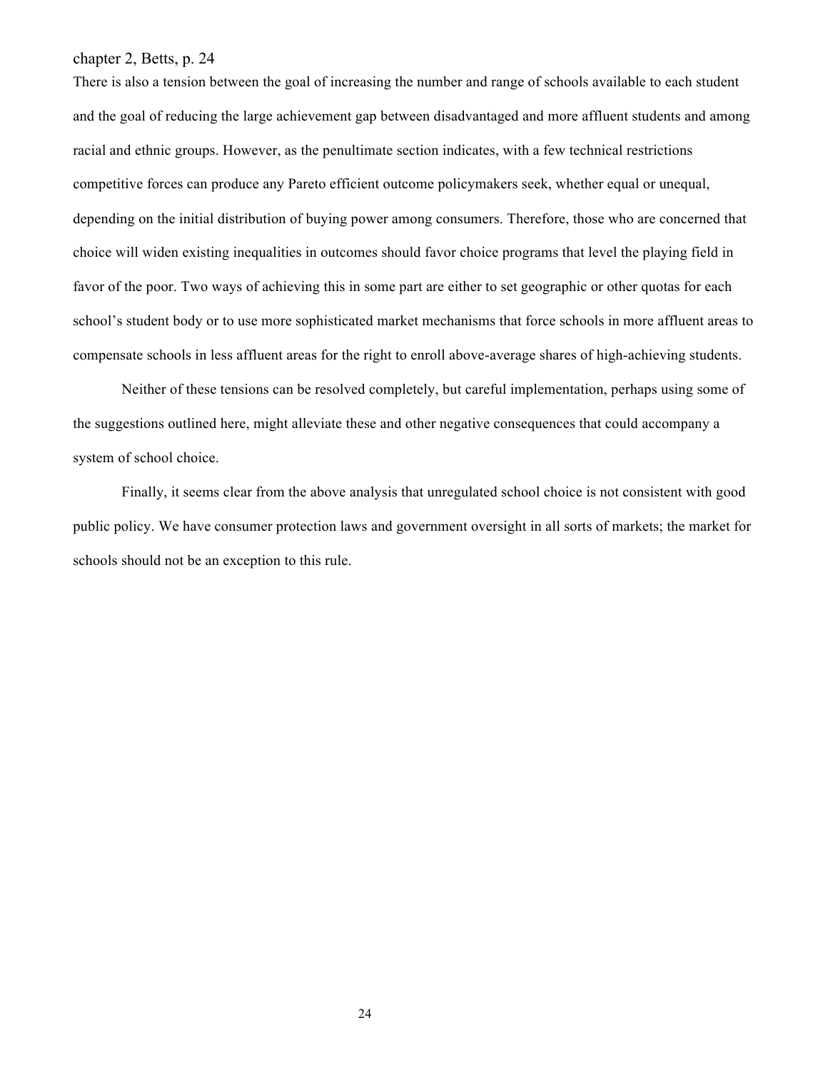There is also a tension between the goal of increasing the number and range of schools available to each student and the goal of reducing the large achievement gap between disadvantaged and more affluent students and among racial and ethnic groups. However, as the penultimate section indicates, with a few technical restrictions competitive forces can produce any Pareto efficient outcome policymakers seek, whether equal or unequal, depending on the initial distribution of buying power among consumers. Therefore, those who are concerned that choice will widen existing inequalities in outcomes should favor choice programs that level the playing field in favor of the poor. Two ways of achieving this in some part are either to set geographic or other quotas for each school's student body or to use more sophisticated market mechanisms that force schools in more affluent areas to compensate schools in less affluent areas for the right to enroll above-average shares of high-achieving students.

Neither of these tensions can be resolved completely, but careful implementation, perhaps using some of the suggestions outlined here, might alleviate these and other negative consequences that could accompany a system of school choice.

Finally, it seems clear from the above analysis that unregulated school choice is not consistent with good public policy. We have consumer protection laws and government oversight in all sorts of markets; the market for schools should not be an exception to this rule.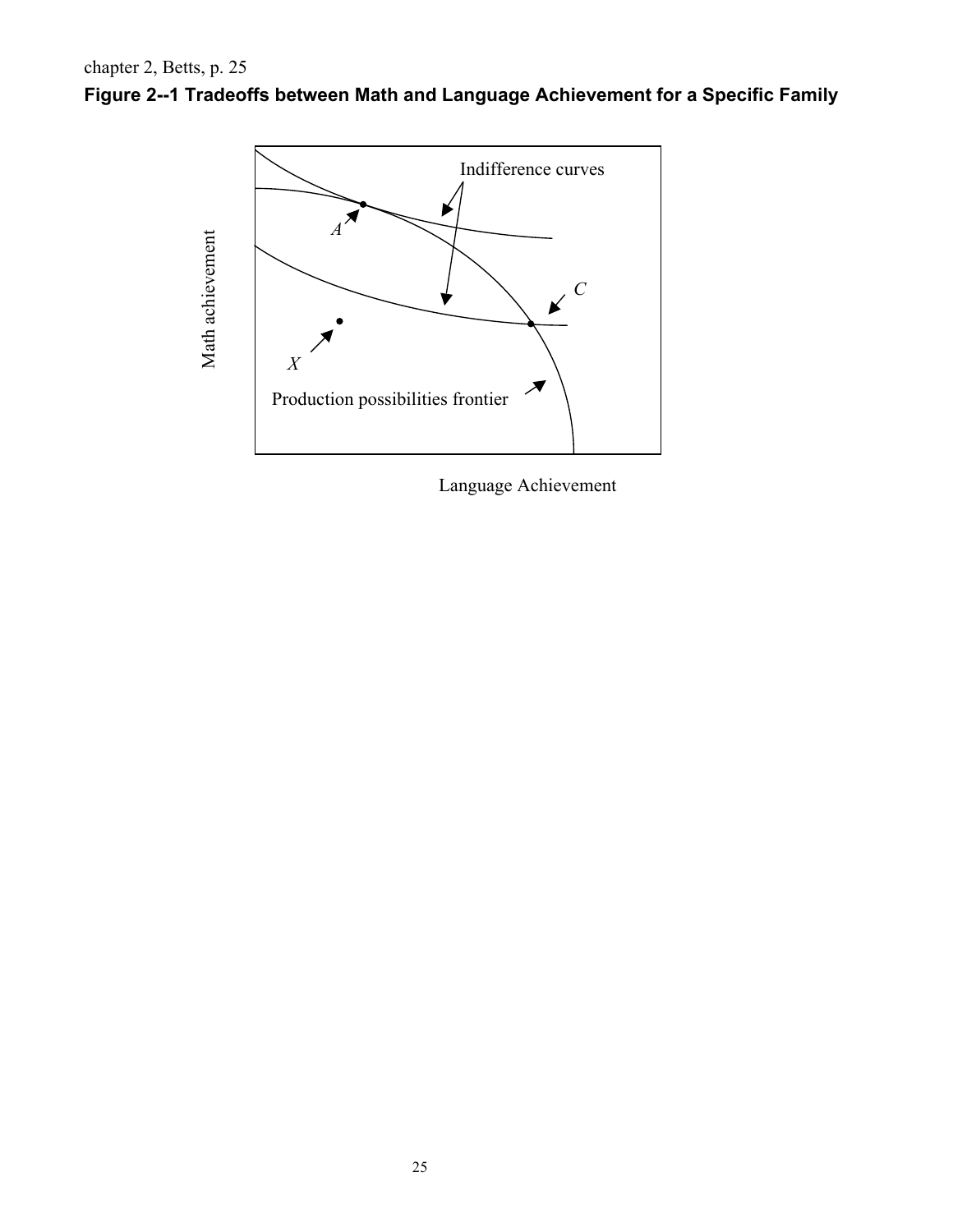chapter 2, Betts, p. 25

**Figure 2--1 Tradeoffs between Math and Language Achievement for a Specific Family**

Indifference curves

A

C

X

Production possibilities frontier

Math achievement

Language Achievement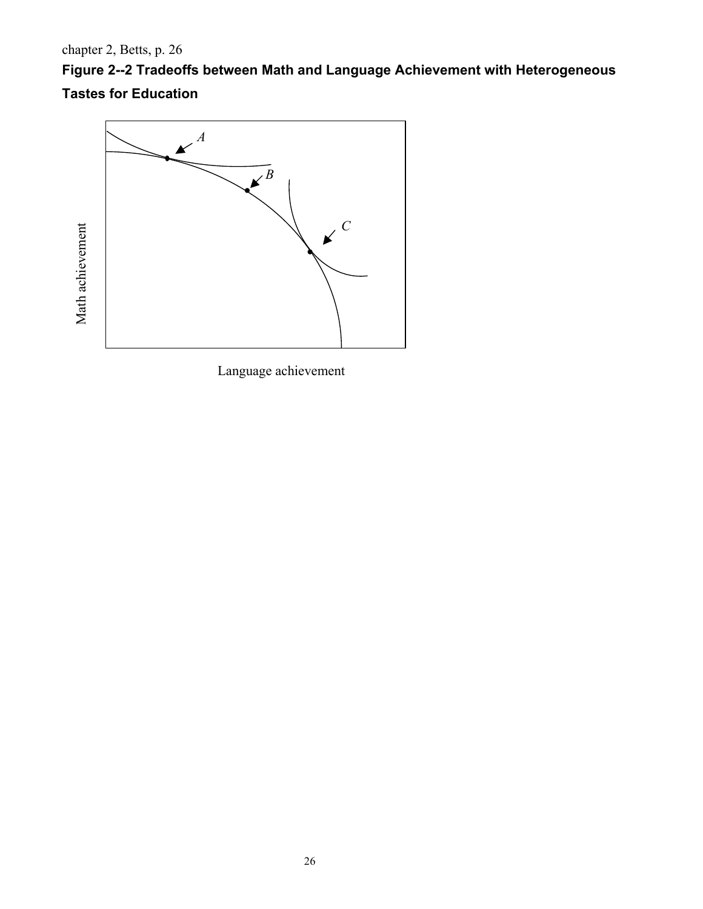chapter 2, Betts, p. 26

**Figure 2--2 Tradeoffs between Math and Language Achievement with Heterogeneous Tastes for Education**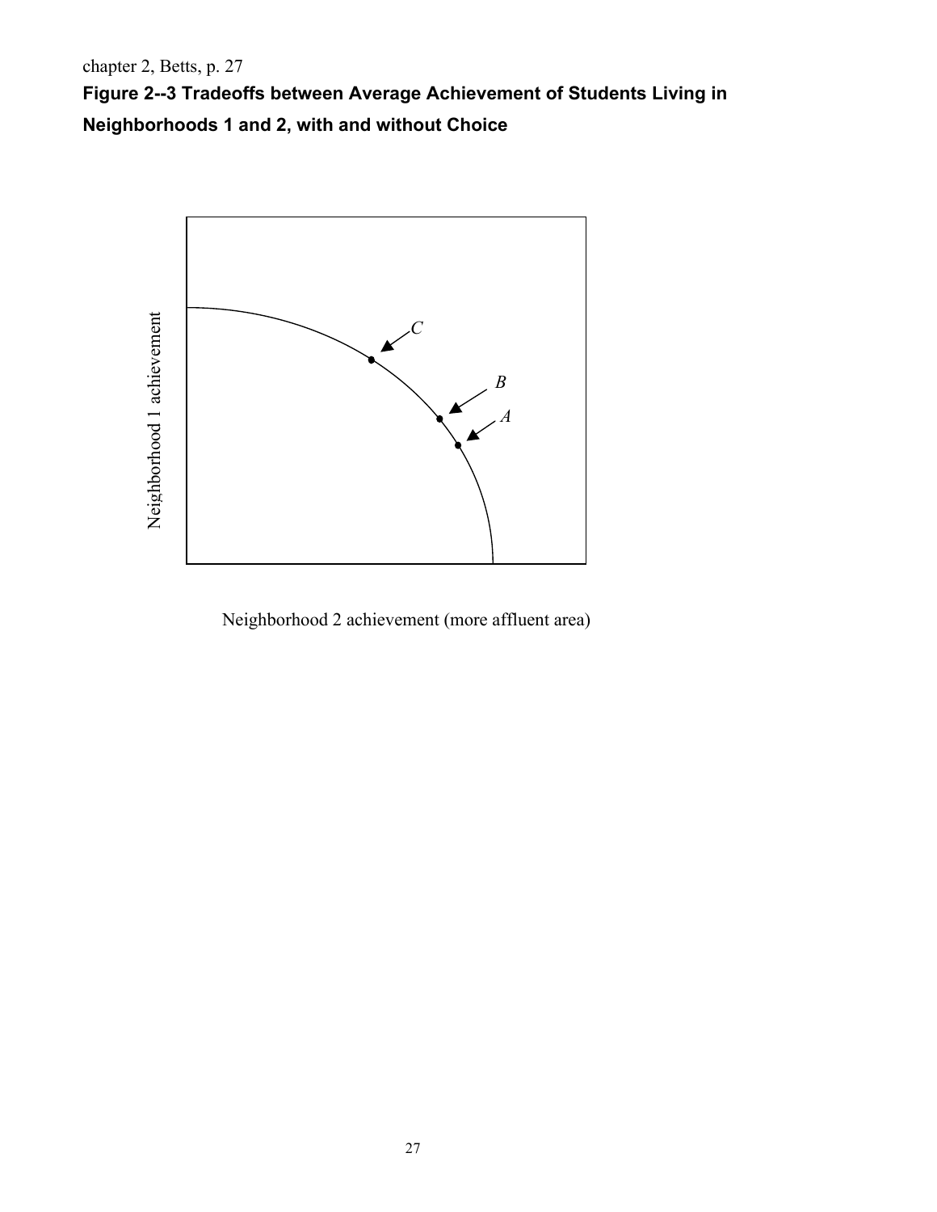chapter 2, Betts, p. 27

**Figure 2--3 Tradeoffs between Average Achievement of Students Living in Neighborhoods 1 and 2, with and without Choice**

Neighborhood 1 achievement

*C*

*B*

*A*

Neighborhood 2 achievement (more affluent area)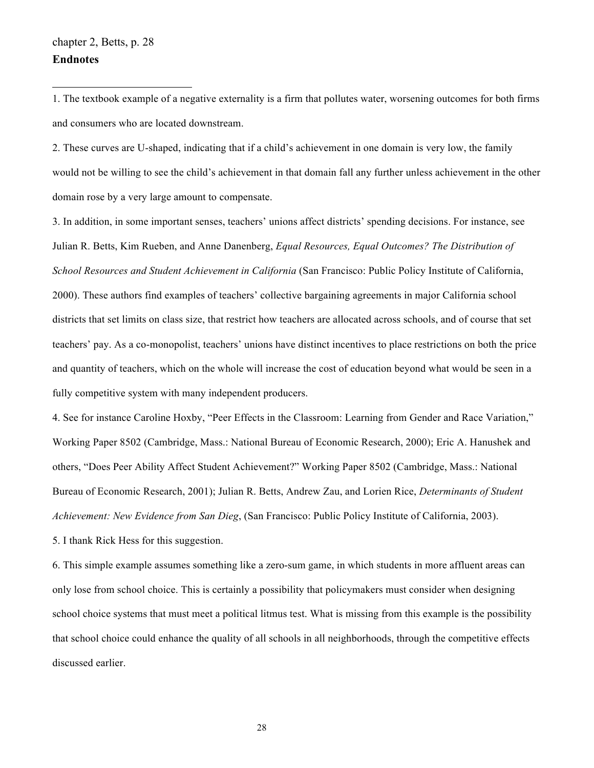## Endnotes

1. The textbook example of a negative externality is a firm that pollutes water, worsening outcomes for both firms and consumers who are located downstream.

2. These curves are U-shaped, indicating that if a child's achievement in one domain is very low, the family would not be willing to see the child's achievement in that domain fall any further unless achievement in the other domain rose by a very large amount to compensate.

3. In addition, in some important senses, teachers' unions affect districts' spending decisions. For instance, see Julian R. Betts, Kim Rueben, and Anne Danenberg, *Equal Resources, Equal Outcomes? The Distribution of School Resources and Student Achievement in California* (San Francisco: Public Policy Institute of California, 2000). These authors find examples of teachers' collective bargaining agreements in major California school districts that set limits on class size, that restrict how teachers are allocated across schools, and of course that set teachers' pay. As a co-monopolist, teachers' unions have distinct incentives to place restrictions on both the price and quantity of teachers, which on the whole will increase the cost of education beyond what would be seen in a fully competitive system with many independent producers.

4. See for instance Caroline Hoxby, "Peer Effects in the Classroom: Learning from Gender and Race Variation," Working Paper 8502 (Cambridge, Mass.: National Bureau of Economic Research, 2000); Eric A. Hanushek and others, "Does Peer Ability Affect Student Achievement?" Working Paper 8502 (Cambridge, Mass.: National Bureau of Economic Research, 2001); Julian R. Betts, Andrew Zau, and Lorien Rice, *Determinants of Student Achievement: New Evidence from San Dieg*, (San Francisco: Public Policy Institute of California, 2003).

5. I thank Rick Hess for this suggestion.

6. This simple example assumes something like a zero-sum game, in which students in more affluent areas can only lose from school choice. This is certainly a possibility that policymakers must consider when designing school choice systems that must meet a political litmus test. What is missing from this example is the possibility that school choice could enhance the quality of all schools in all neighborhoods, through the competitive effects discussed earlier.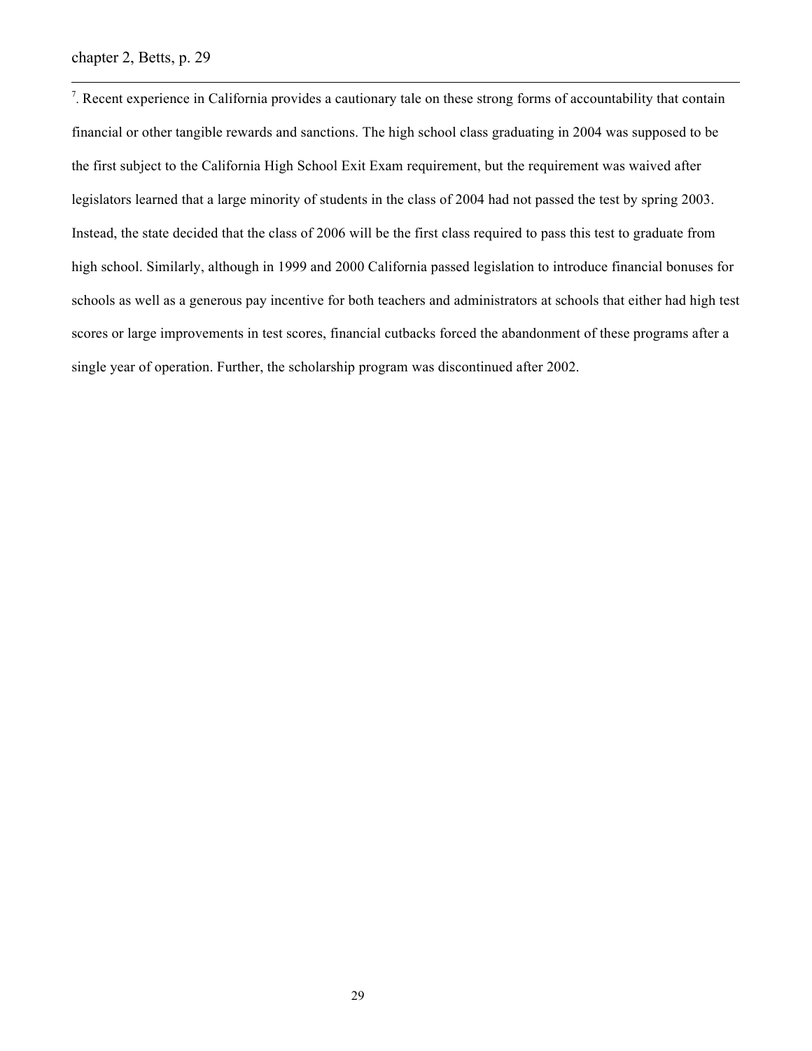[7]. Recent experience in California provides a cautionary tale on these strong forms of accountability that contain financial or other tangible rewards and sanctions. The high school class graduating in 2004 was supposed to be the first subject to the California High School Exit Exam requirement, but the requirement was waived after legislators learned that a large minority of students in the class of 2004 had not passed the test by spring 2003. Instead, the state decided that the class of 2006 will be the first class required to pass this test to graduate from high school. Similarly, although in 1999 and 2000 California passed legislation to introduce financial bonuses for schools as well as a generous pay incentive for both teachers and administrators at schools that either had high test scores or large improvements in test scores, financial cutbacks forced the abandonment of these programs after a single year of operation. Further, the scholarship program was discontinued after 2002.